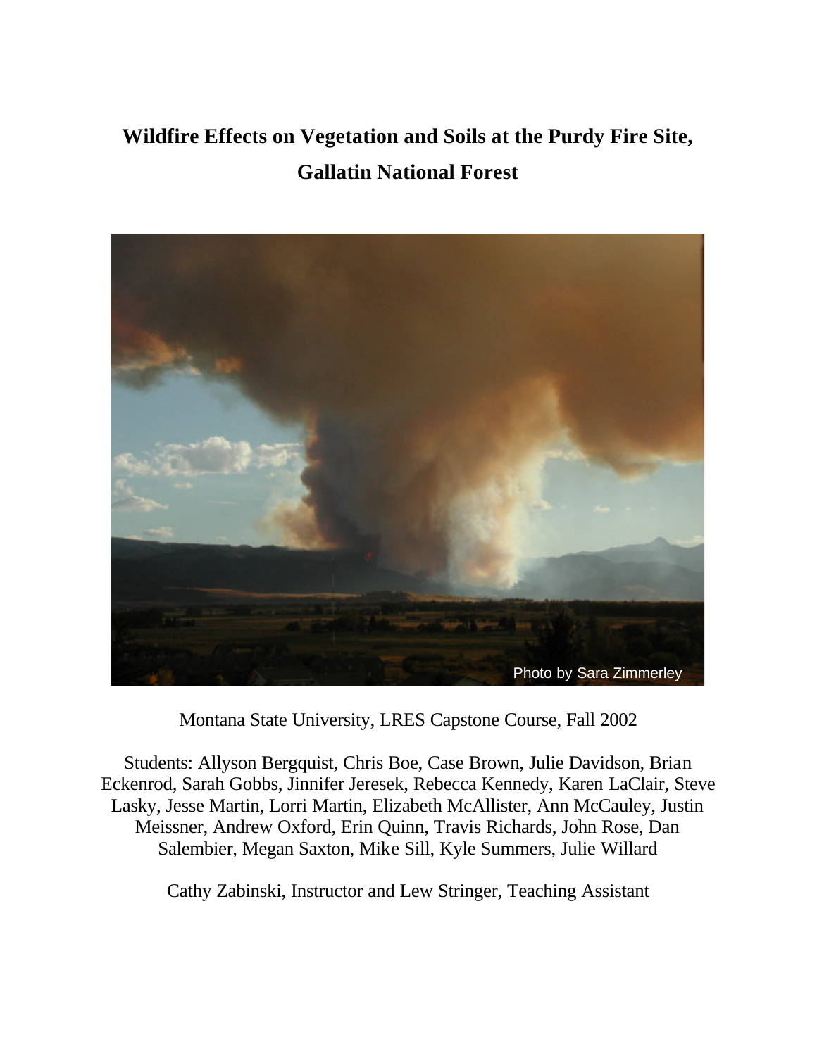# Wildfire Effects on Vegetation and Soils at the Purdy Fire Site, Gallatin National Forest

Photo by Sara Zimmerley

Montana State University, LRES Capstone Course, Fall 2002

Students: Allyson Bergquist, Chris Boe, Case Brown, Julie Davidson, Brian Eckenrod, Sarah Gobbs, Jinnifer Jeresek, Rebecca Kennedy, Karen LaClair, Steve Lasky, Jesse Martin, Lorri Martin, Elizabeth McAllister, Ann McCauley, Justin Meissner, Andrew Oxford, Erin Quinn, Travis Richards, John Rose, Dan Salembier, Megan Saxton, Mike Sill, Kyle Summers, Julie Willard

Cathy Zabinski, Instructor and Lew Stringer, Teaching Assistant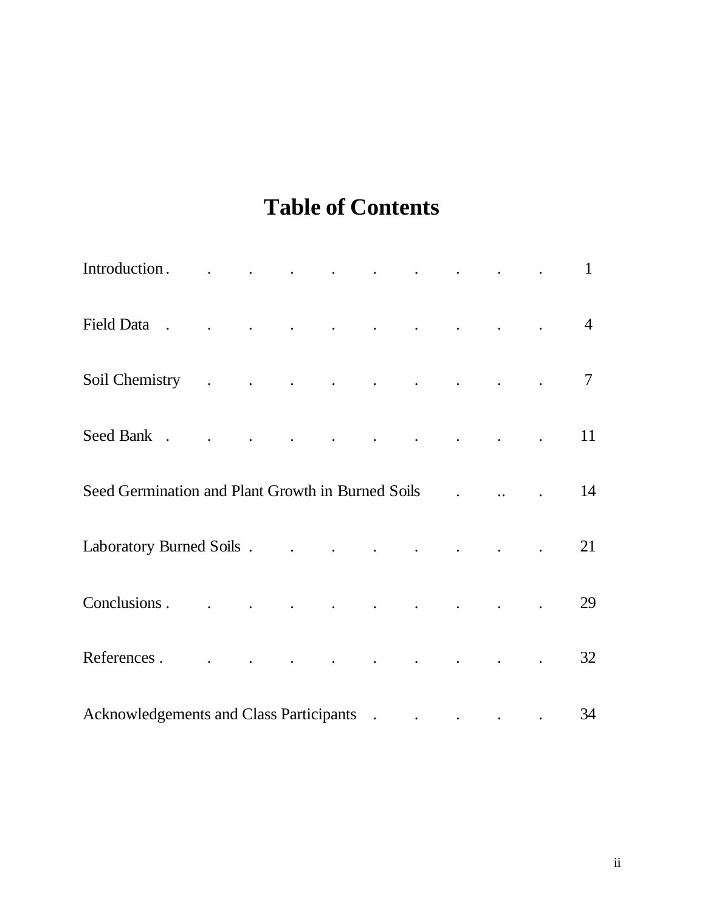# Table of Contents

| Section | Page |
| --- | --- |
| Introduction | 1 |
| Field Data | 4 |
| Soil Chemistry | 7 |
| Seed Bank | 11 |
| Seed Germination and Plant Growth in Burned Soils | 14 |
| Laboratory Burned Soils | 21 |
| Conclusions | 29 |
| References | 32 |
| Acknowledgements and Class Participants | 34 |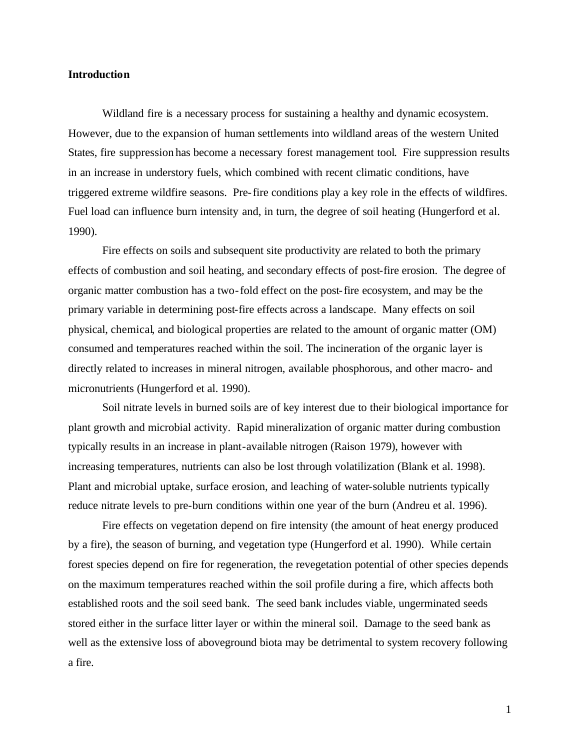## Introduction

Wildland fire is a necessary process for sustaining a healthy and dynamic ecosystem. However, due to the expansion of human settlements into wildland areas of the western United States, fire suppression has become a necessary forest management tool. Fire suppression results in an increase in understory fuels, which combined with recent climatic conditions, have triggered extreme wildfire seasons. Pre-fire conditions play a key role in the effects of wildfires. Fuel load can influence burn intensity and, in turn, the degree of soil heating (Hungerford et al. 1990).

Fire effects on soils and subsequent site productivity are related to both the primary effects of combustion and soil heating, and secondary effects of post-fire erosion. The degree of organic matter combustion has a two-fold effect on the post-fire ecosystem, and may be the primary variable in determining post-fire effects across a landscape. Many effects on soil physical, chemical, and biological properties are related to the amount of organic matter (OM) consumed and temperatures reached within the soil. The incineration of the organic layer is directly related to increases in mineral nitrogen, available phosphorous, and other macro- and micronutrients (Hungerford et al. 1990).

Soil nitrate levels in burned soils are of key interest due to their biological importance for plant growth and microbial activity. Rapid mineralization of organic matter during combustion typically results in an increase in plant-available nitrogen (Raison 1979), however with increasing temperatures, nutrients can also be lost through volatilization (Blank et al. 1998). Plant and microbial uptake, surface erosion, and leaching of water-soluble nutrients typically reduce nitrate levels to pre-burn conditions within one year of the burn (Andreu et al. 1996).

Fire effects on vegetation depend on fire intensity (the amount of heat energy produced by a fire), the season of burning, and vegetation type (Hungerford et al. 1990). While certain forest species depend on fire for regeneration, the revegetation potential of other species depends on the maximum temperatures reached within the soil profile during a fire, which affects both established roots and the soil seed bank. The seed bank includes viable, ungerminated seeds stored either in the surface litter layer or within the mineral soil. Damage to the seed bank as well as the extensive loss of aboveground biota may be detrimental to system recovery following a fire.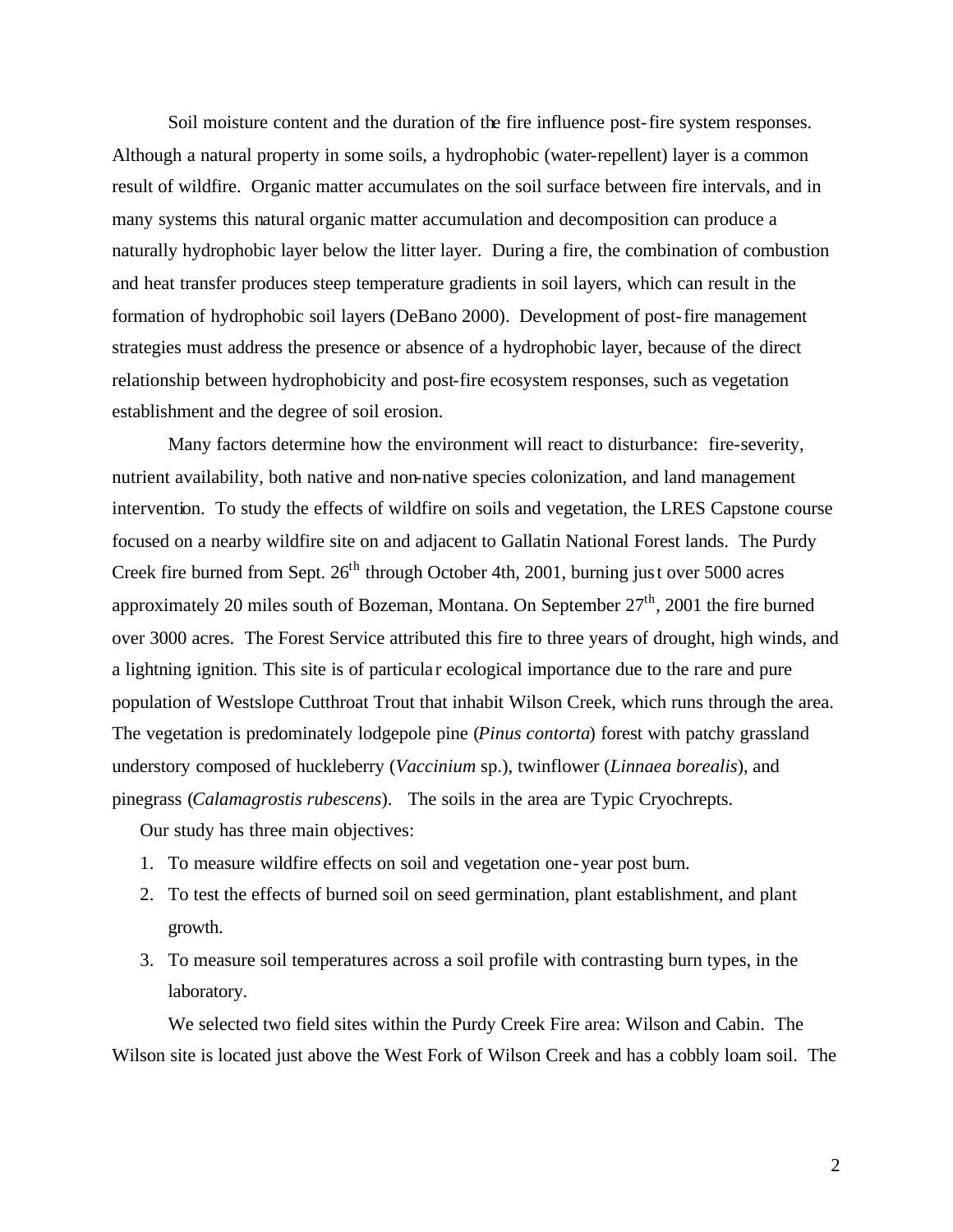Soil moisture content and the duration of the fire influence post-fire system responses. Although a natural property in some soils, a hydrophobic (water-repellent) layer is a common result of wildfire. Organic matter accumulates on the soil surface between fire intervals, and in many systems this natural organic matter accumulation and decomposition can produce a naturally hydrophobic layer below the litter layer. During a fire, the combination of combustion and heat transfer produces steep temperature gradients in soil layers, which can result in the formation of hydrophobic soil layers (DeBano 2000). Development of post-fire management strategies must address the presence or absence of a hydrophobic layer, because of the direct relationship between hydrophobicity and post-fire ecosystem responses, such as vegetation establishment and the degree of soil erosion.

Many factors determine how the environment will react to disturbance: fire-severity, nutrient availability, both native and non-native species colonization, and land management intervention. To study the effects of wildfire on soils and vegetation, the LRES Capstone course focused on a nearby wildfire site on and adjacent to Gallatin National Forest lands. The Purdy Creek fire burned from Sept. 26th through October 4th, 2001, burning just over 5000 acres approximately 20 miles south of Bozeman, Montana. On September 27th, 2001 the fire burned over 3000 acres. The Forest Service attributed this fire to three years of drought, high winds, and a lightning ignition. This site is of particular ecological importance due to the rare and pure population of Westslope Cutthroat Trout that inhabit Wilson Creek, which runs through the area. The vegetation is predominately lodgepole pine (*Pinus contorta*) forest with patchy grassland understory composed of huckleberry (*Vaccinium* sp.), twinflower (*Linnaea borealis*), and pinegrass (*Calamagrostis rubescens*). The soils in the area are Typic Cryochrepts.

Our study has three main objectives:

1. To measure wildfire effects on soil and vegetation one-year post burn.
2. To test the effects of burned soil on seed germination, plant establishment, and plant growth.
3. To measure soil temperatures across a soil profile with contrasting burn types, in the laboratory.

We selected two field sites within the Purdy Creek Fire area: Wilson and Cabin. The Wilson site is located just above the West Fork of Wilson Creek and has a cobbly loam soil. The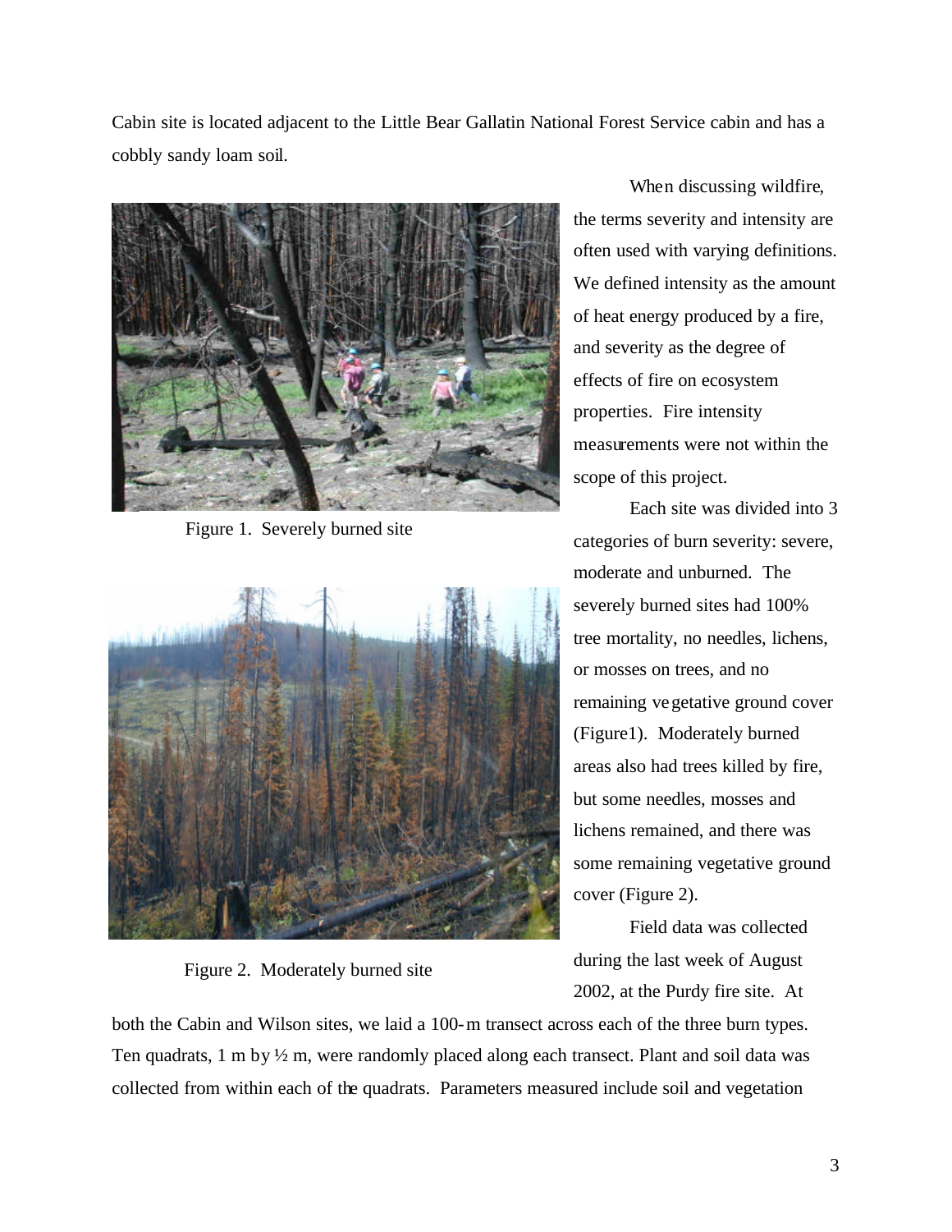Cabin site is located adjacent to the Little Bear Gallatin National Forest Service cabin and has a cobbly sandy loam soil.

Figure 1. Severely burned site

Figure 2. Moderately burned site

When discussing wildfire, the terms severity and intensity are often used with varying definitions. We defined intensity as the amount of heat energy produced by a fire, and severity as the degree of effects of fire on ecosystem properties. Fire intensity measurements were not within the scope of this project.

Each site was divided into 3 categories of burn severity: severe, moderate and unburned. The severely burned sites had 100% tree mortality, no needles, lichens, or mosses on trees, and no remaining vegetative ground cover (Figure1). Moderately burned areas also had trees killed by fire, but some needles, mosses and lichens remained, and there was some remaining vegetative ground cover (Figure 2).

Field data was collected during the last week of August 2002, at the Purdy fire site. At both the Cabin and Wilson sites, we laid a 100-m transect across each of the three burn types. Ten quadrats, 1 m by ½ m, were randomly placed along each transect. Plant and soil data was collected from within each of the quadrats. Parameters measured include soil and vegetation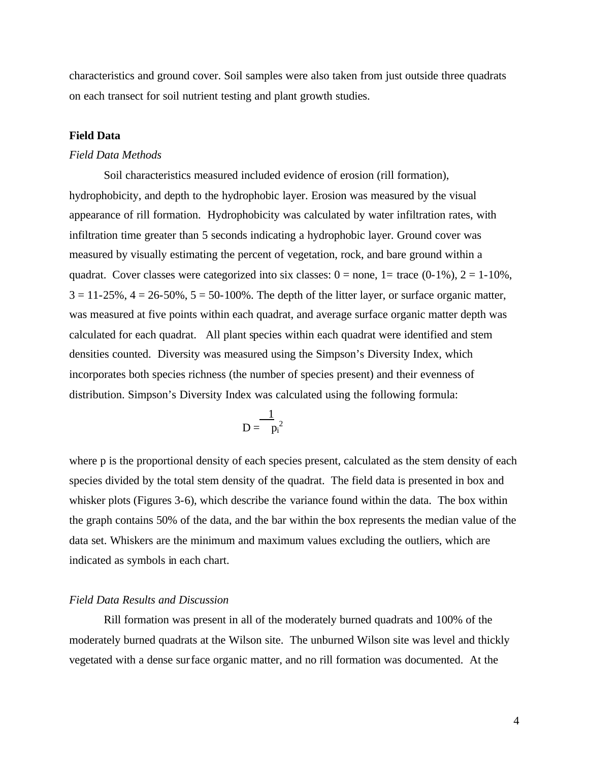characteristics and ground cover. Soil samples were also taken from just outside three quadrats on each transect for soil nutrient testing and plant growth studies.

## Field Data

### *Field Data Methods*

Soil characteristics measured included evidence of erosion (rill formation), hydrophobicity, and depth to the hydrophobic layer. Erosion was measured by the visual appearance of rill formation. Hydrophobicity was calculated by water infiltration rates, with infiltration time greater than 5 seconds indicating a hydrophobic layer. Ground cover was measured by visually estimating the percent of vegetation, rock, and bare ground within a quadrat. Cover classes were categorized into six classes: 0 = none, 1= trace (0-1%), 2 = 1-10%, 3 = 11-25%, 4 = 26-50%, 5 = 50-100%. The depth of the litter layer, or surface organic matter, was measured at five points within each quadrat, and average surface organic matter depth was calculated for each quadrat. All plant species within each quadrat were identified and stem densities counted. Diversity was measured using the Simpson's Diversity Index, which incorporates both species richness (the number of species present) and their evenness of distribution. Simpson's Diversity Index was calculated using the following formula:

$$D = \frac{1}{p_i^2}$$

where p is the proportional density of each species present, calculated as the stem density of each species divided by the total stem density of the quadrat. The field data is presented in box and whisker plots (Figures 3-6), which describe the variance found within the data. The box within the graph contains 50% of the data, and the bar within the box represents the median value of the data set. Whiskers are the minimum and maximum values excluding the outliers, which are indicated as symbols in each chart.

### *Field Data Results and Discussion*

Rill formation was present in all of the moderately burned quadrats and 100% of the moderately burned quadrats at the Wilson site. The unburned Wilson site was level and thickly vegetated with a dense surface organic matter, and no rill formation was documented. At the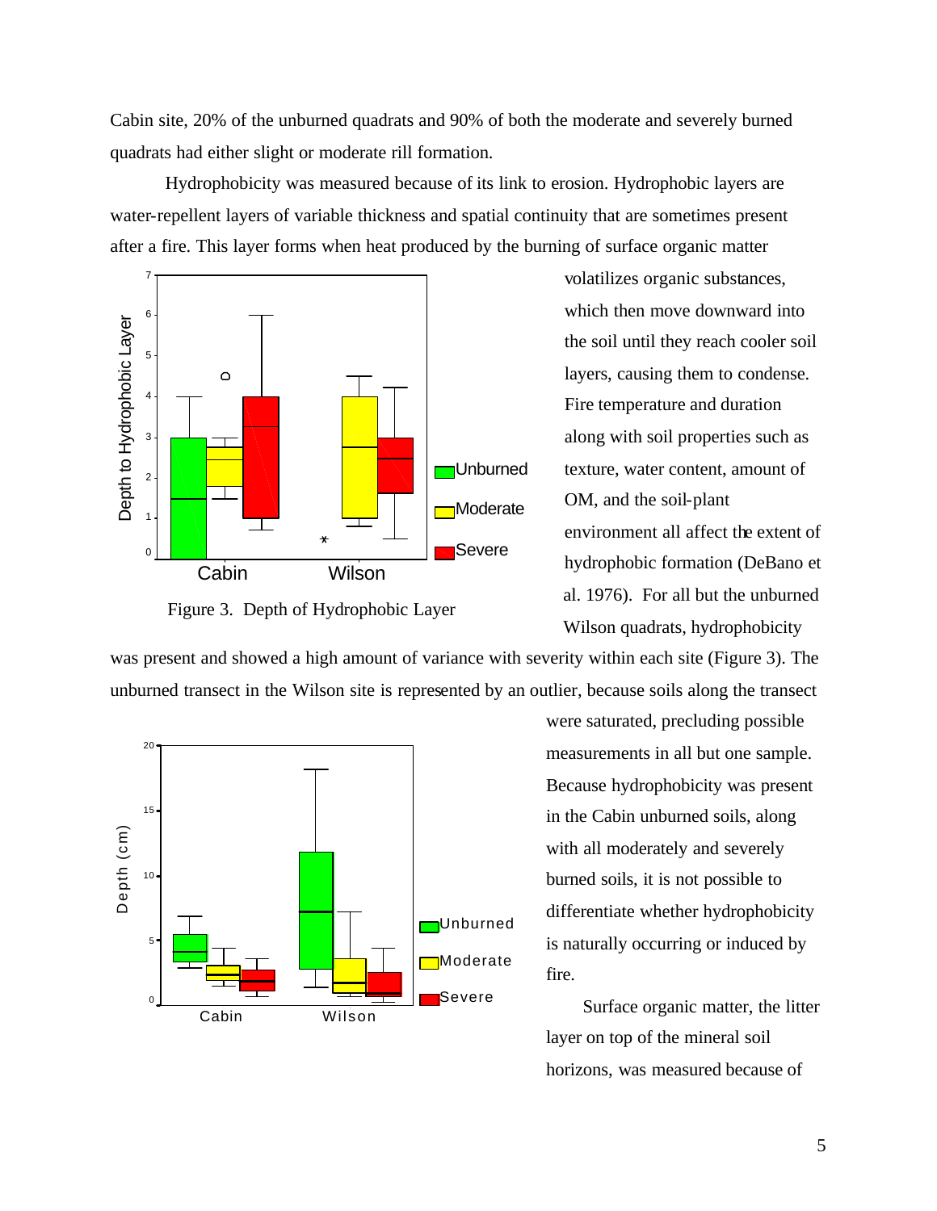Cabin site, 20% of the unburned quadrats and 90% of both the moderate and severely burned quadrats had either slight or moderate rill formation.

Hydrophobicity was measured because of its link to erosion. Hydrophobic layers are water-repellent layers of variable thickness and spatial continuity that are sometimes present after a fire. This layer forms when heat produced by the burning of surface organic matter volatilizes organic substances, which then move downward into the soil until they reach cooler soil layers, causing them to condense. Fire temperature and duration along with soil properties such as texture, water content, amount of OM, and the soil-plant environment all affect the extent of hydrophobic formation (DeBano et al. 1976). For all but the unburned Wilson quadrats, hydrophobicity was present and showed a high amount of variance with severity within each site (Figure 3). The unburned transect in the Wilson site is represented by an outlier, because soils along the transect were saturated, precluding possible measurements in all but one sample. Because hydrophobicity was present in the Cabin unburned soils, along with all moderately and severely burned soils, it is not possible to differentiate whether hydrophobicity is naturally occurring or induced by fire.

Figure 3. Depth of Hydrophobic Layer

Surface organic matter, the litter layer on top of the mineral soil horizons, was measured because of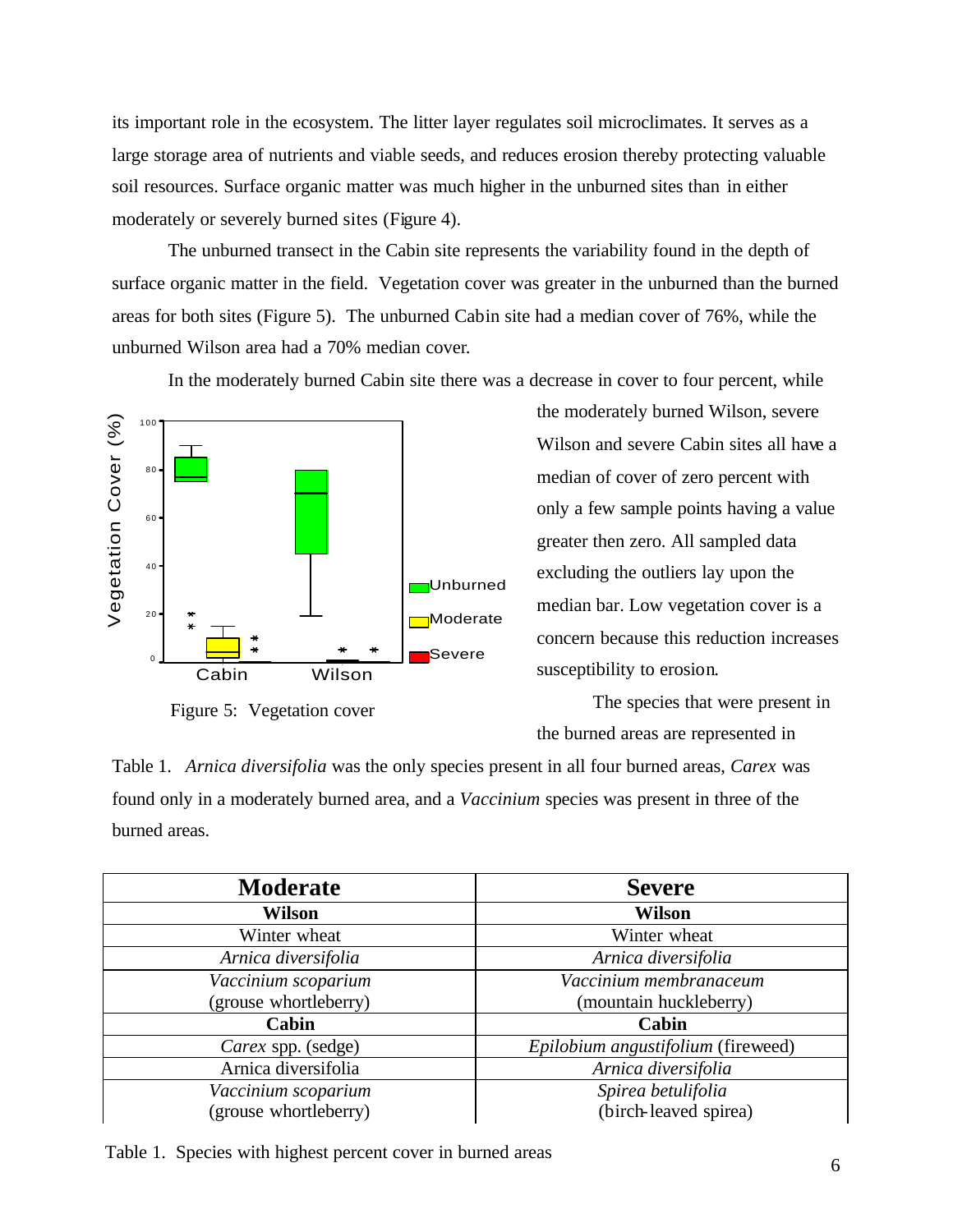its important role in the ecosystem. The litter layer regulates soil microclimates. It serves as a large storage area of nutrients and viable seeds, and reduces erosion thereby protecting valuable soil resources. Surface organic matter was much higher in the unburned sites than in either moderately or severely burned sites (Figure 4).

The unburned transect in the Cabin site represents the variability found in the depth of surface organic matter in the field. Vegetation cover was greater in the unburned than the burned areas for both sites (Figure 5). The unburned Cabin site had a median cover of 76%, while the unburned Wilson area had a 70% median cover.

In the moderately burned Cabin site there was a decrease in cover to four percent, while the moderately burned Wilson, severe Wilson and severe Cabin sites all have a median of cover of zero percent with only a few sample points having a value greater then zero. All sampled data excluding the outliers lay upon the median bar. Low vegetation cover is a concern because this reduction increases susceptibility to erosion.

Figure 5: Vegetation cover

The species that were present in the burned areas are represented in Table 1. *Arnica diversifolia* was the only species present in all four burned areas, *Carex* was found only in a moderately burned area, and a *Vaccinium* species was present in three of the burned areas.

| **Moderate** | **Severe** |
|---|---|
| **Wilson** | **Wilson** |
| Winter wheat | Winter wheat |
| *Arnica diversifolia* | *Arnica diversifolia* |
| *Vaccinium scoparium* (grouse whortleberry) | *Vaccinium membranaceum* (mountain huckleberry) |
| **Cabin** | **Cabin** |
| *Carex* spp. (sedge) | *Epilobium angustifolium* (fireweed) |
| Arnica diversifolia | *Arnica diversifolia* |
| *Vaccinium scoparium* (grouse whortleberry) | *Spirea betulifolia* (birch-leaved spirea) |

Table 1. Species with highest percent cover in burned areas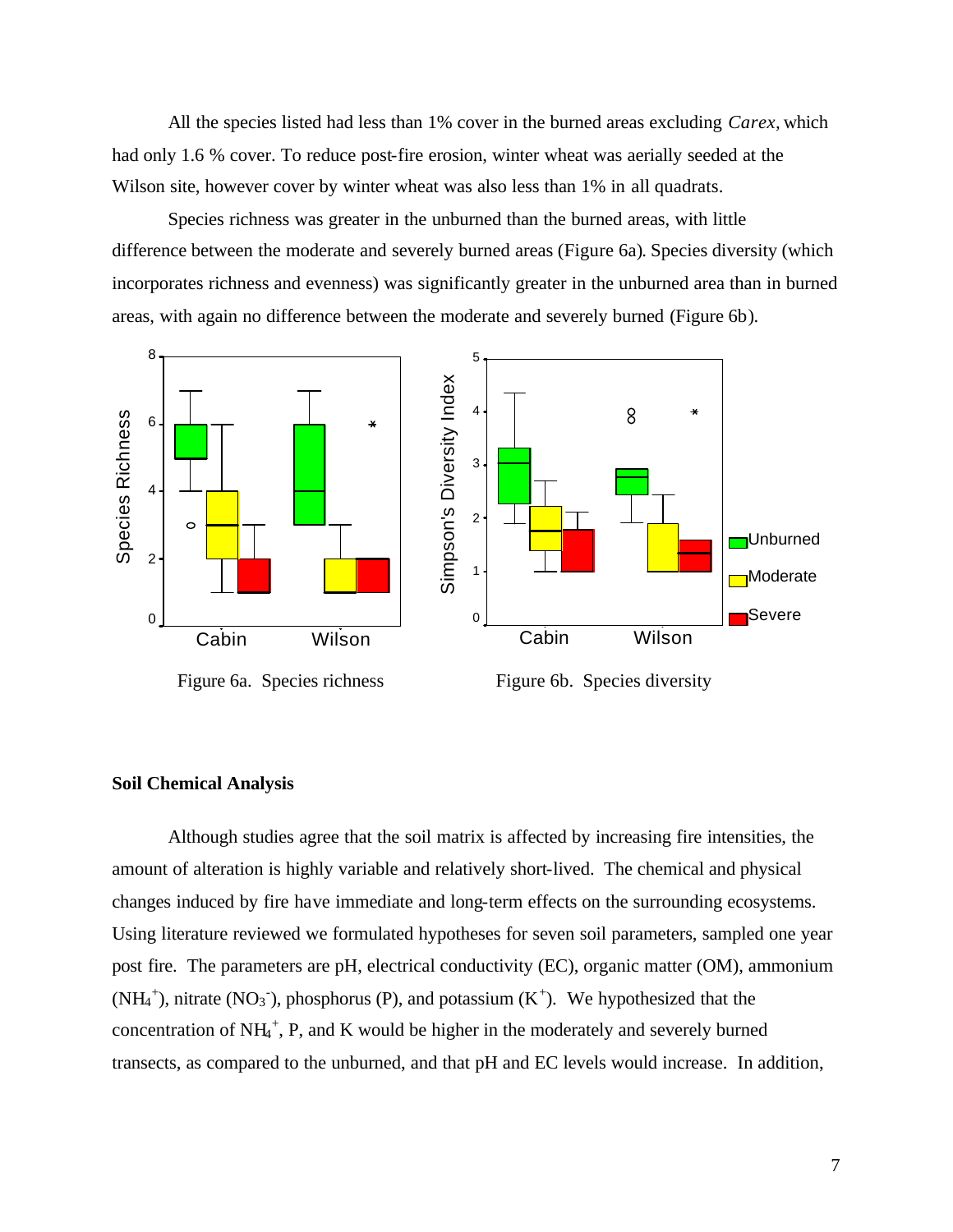All the species listed had less than 1% cover in the burned areas excluding *Carex,* which had only 1.6 % cover. To reduce post-fire erosion, winter wheat was aerially seeded at the Wilson site, however cover by winter wheat was also less than 1% in all quadrats.

Species richness was greater in the unburned than the burned areas, with little difference between the moderate and severely burned areas (Figure 6a). Species diversity (which incorporates richness and evenness) was significantly greater in the unburned area than in burned areas, with again no difference between the moderate and severely burned (Figure 6b).

Figure 6a. Species richness

Figure 6b. Species diversity

**Soil Chemical Analysis**

Although studies agree that the soil matrix is affected by increasing fire intensities, the amount of alteration is highly variable and relatively short-lived. The chemical and physical changes induced by fire have immediate and long-term effects on the surrounding ecosystems. Using literature reviewed we formulated hypotheses for seven soil parameters, sampled one year post fire. The parameters are pH, electrical conductivity (EC), organic matter (OM), ammonium ($NH_4^+$), nitrate ($NO_3^-$), phosphorus (P), and potassium ($K^+$). We hypothesized that the concentration of $NH_4^+$, P, and K would be higher in the moderately and severely burned transects, as compared to the unburned, and that pH and EC levels would increase. In addition,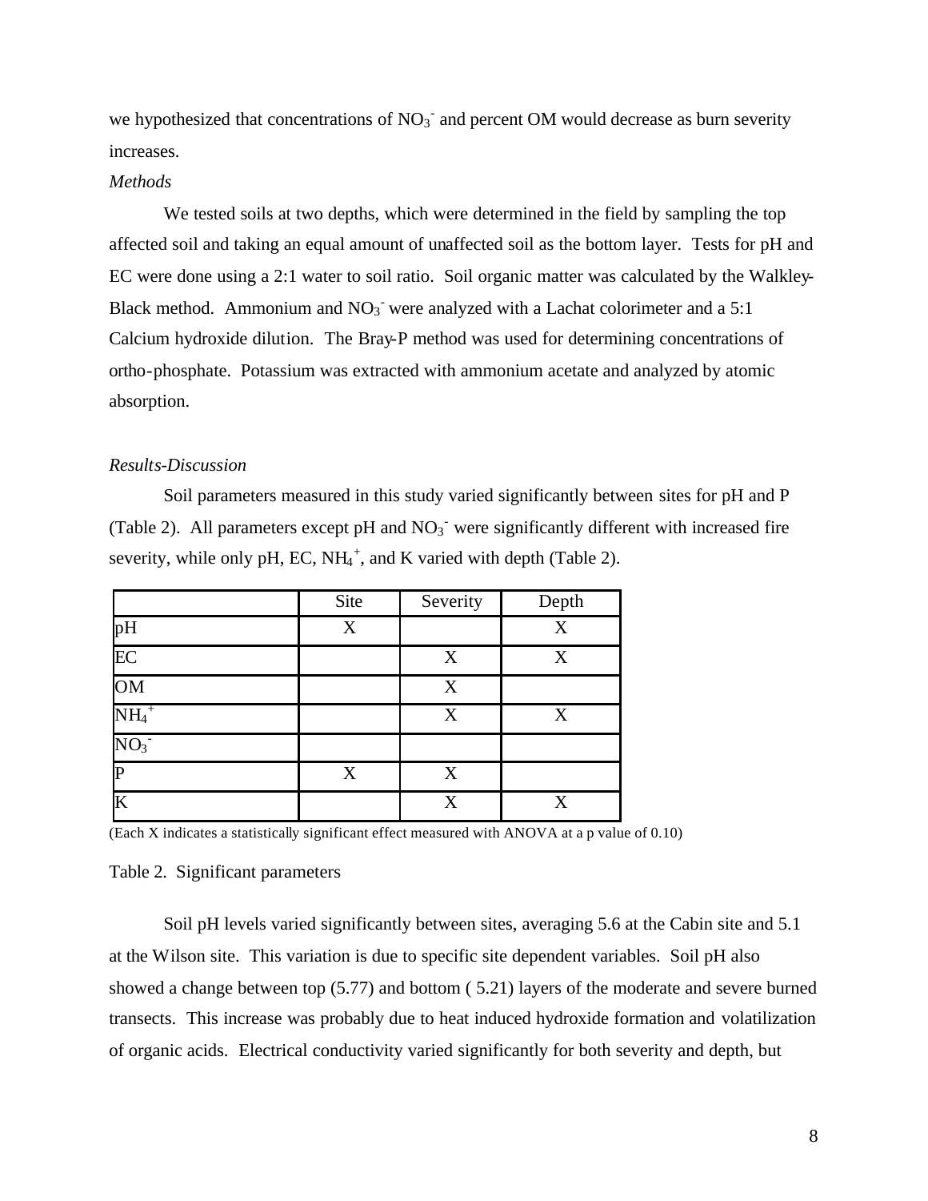we hypothesized that concentrations of $NO_3^-$ and percent OM would decrease as burn severity increases.

*Methods*

We tested soils at two depths, which were determined in the field by sampling the top affected soil and taking an equal amount of unaffected soil as the bottom layer. Tests for pH and EC were done using a 2:1 water to soil ratio. Soil organic matter was calculated by the Walkley-Black method. Ammonium and $NO_3^-$ were analyzed with a Lachat colorimeter and a 5:1 Calcium hydroxide dilution. The Bray-P method was used for determining concentrations of ortho-phosphate. Potassium was extracted with ammonium acetate and analyzed by atomic absorption.

*Results-Discussion*

Soil parameters measured in this study varied significantly between sites for pH and P (Table 2). All parameters except pH and $NO_3^-$ were significantly different with increased fire severity, while only pH, EC, $NH_4^+$, and K varied with depth (Table 2).

| | Site | Severity | Depth |
|---|---|---|---|
| pH | X | | X |
| EC | | X | X |
| OM | | X | |
| $NH_4^+$ | | X | X |
| $NO_3^-$ | | | |
| P | X | X | |
| K | | X | X |

(Each X indicates a statistically significant effect measured with ANOVA at a p value of 0.10)

Table 2. Significant parameters

Soil pH levels varied significantly between sites, averaging 5.6 at the Cabin site and 5.1 at the Wilson site. This variation is due to specific site dependent variables. Soil pH also showed a change between top (5.77) and bottom ( 5.21) layers of the moderate and severe burned transects. This increase was probably due to heat induced hydroxide formation and volatilization of organic acids. Electrical conductivity varied significantly for both severity and depth, but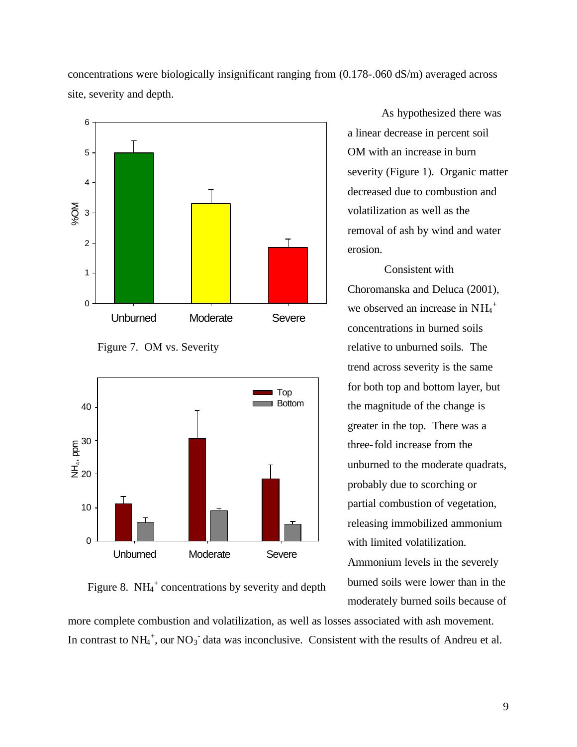concentrations were biologically insignificant ranging from (0.178-.060 dS/m) averaged across site, severity and depth.

Figure 7. OM vs. Severity

Figure 8. $NH_4^+$ concentrations by severity and depth

As hypothesized there was a linear decrease in percent soil OM with an increase in burn severity (Figure 1). Organic matter decreased due to combustion and volatilization as well as the removal of ash by wind and water erosion.

Consistent with Choromanska and Deluca (2001), we observed an increase in $NH_4^+$ concentrations in burned soils relative to unburned soils. The trend across severity is the same for both top and bottom layer, but the magnitude of the change is greater in the top. There was a three-fold increase from the unburned to the moderate quadrats, probably due to scorching or partial combustion of vegetation, releasing immobilized ammonium with limited volatilization. Ammonium levels in the severely burned soils were lower than in the moderately burned soils because of more complete combustion and volatilization, as well as losses associated with ash movement. In contrast to $NH_4^+$, our $NO_3^-$ data was inconclusive. Consistent with the results of Andreu et al.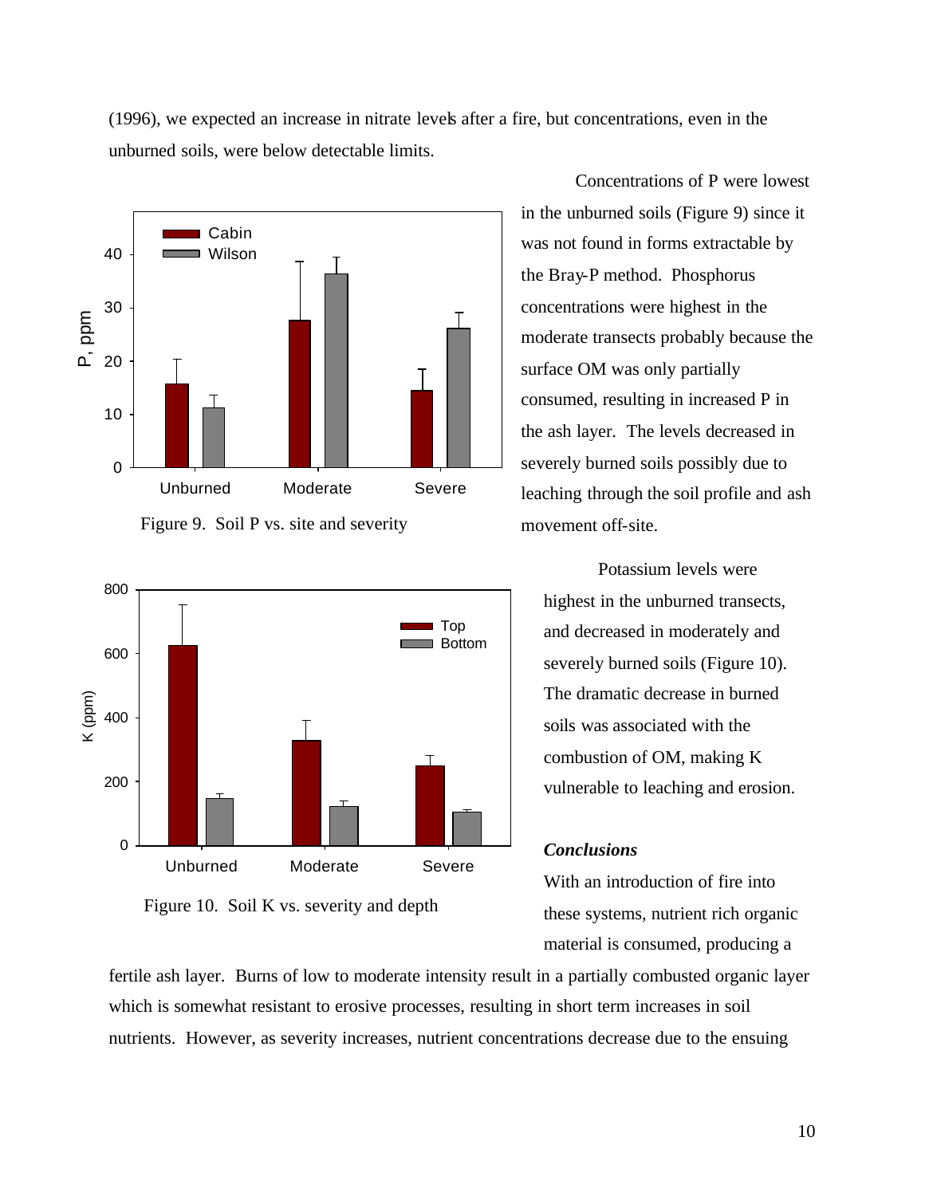(1996), we expected an increase in nitrate levels after a fire, but concentrations, even in the unburned soils, were below detectable limits.

Concentrations of P were lowest in the unburned soils (Figure 9) since it was not found in forms extractable by the Bray-P method. Phosphorus concentrations were highest in the moderate transects probably because the surface OM was only partially consumed, resulting in increased P in the ash layer. The levels decreased in severely burned soils possibly due to leaching through the soil profile and ash movement off-site.

Figure 9. Soil P vs. site and severity

Potassium levels were highest in the unburned transects, and decreased in moderately and severely burned soils (Figure 10). The dramatic decrease in burned soils was associated with the combustion of OM, making K vulnerable to leaching and erosion.

Figure 10. Soil K vs. severity and depth

### *Conclusions*

With an introduction of fire into these systems, nutrient rich organic material is consumed, producing a fertile ash layer. Burns of low to moderate intensity result in a partially combusted organic layer which is somewhat resistant to erosive processes, resulting in short term increases in soil nutrients. However, as severity increases, nutrient concentrations decrease due to the ensuing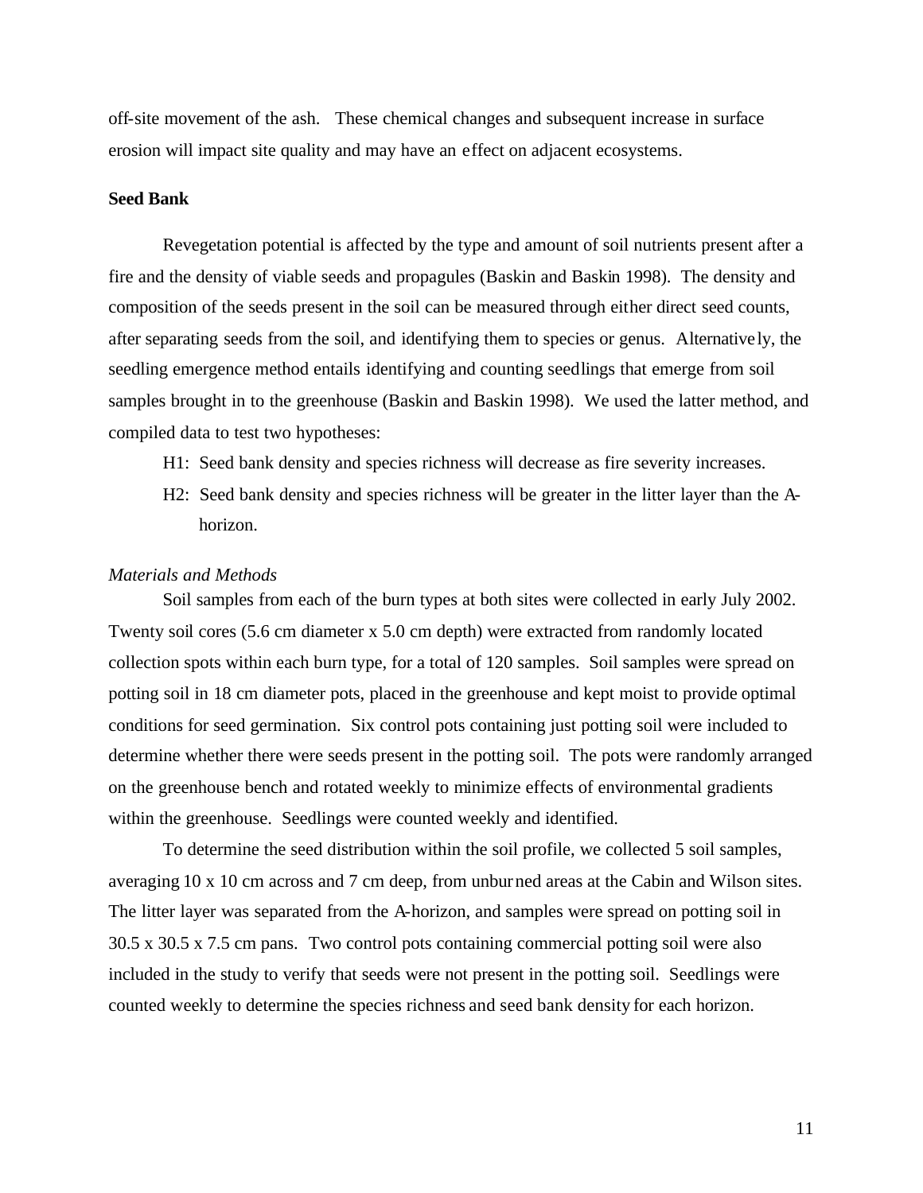off-site movement of the ash. These chemical changes and subsequent increase in surface erosion will impact site quality and may have an effect on adjacent ecosystems.

**Seed Bank**

Revegetation potential is affected by the type and amount of soil nutrients present after a fire and the density of viable seeds and propagules (Baskin and Baskin 1998). The density and composition of the seeds present in the soil can be measured through either direct seed counts, after separating seeds from the soil, and identifying them to species or genus. Alternatively, the seedling emergence method entails identifying and counting seedlings that emerge from soil samples brought in to the greenhouse (Baskin and Baskin 1998). We used the latter method, and compiled data to test two hypotheses:

- H1: Seed bank density and species richness will decrease as fire severity increases.
- H2: Seed bank density and species richness will be greater in the litter layer than the A-horizon.

*Materials and Methods*

Soil samples from each of the burn types at both sites were collected in early July 2002. Twenty soil cores (5.6 cm diameter x 5.0 cm depth) were extracted from randomly located collection spots within each burn type, for a total of 120 samples. Soil samples were spread on potting soil in 18 cm diameter pots, placed in the greenhouse and kept moist to provide optimal conditions for seed germination. Six control pots containing just potting soil were included to determine whether there were seeds present in the potting soil. The pots were randomly arranged on the greenhouse bench and rotated weekly to minimize effects of environmental gradients within the greenhouse. Seedlings were counted weekly and identified.

To determine the seed distribution within the soil profile, we collected 5 soil samples, averaging 10 x 10 cm across and 7 cm deep, from unburned areas at the Cabin and Wilson sites. The litter layer was separated from the A-horizon, and samples were spread on potting soil in 30.5 x 30.5 x 7.5 cm pans. Two control pots containing commercial potting soil were also included in the study to verify that seeds were not present in the potting soil. Seedlings were counted weekly to determine the species richness and seed bank density for each horizon.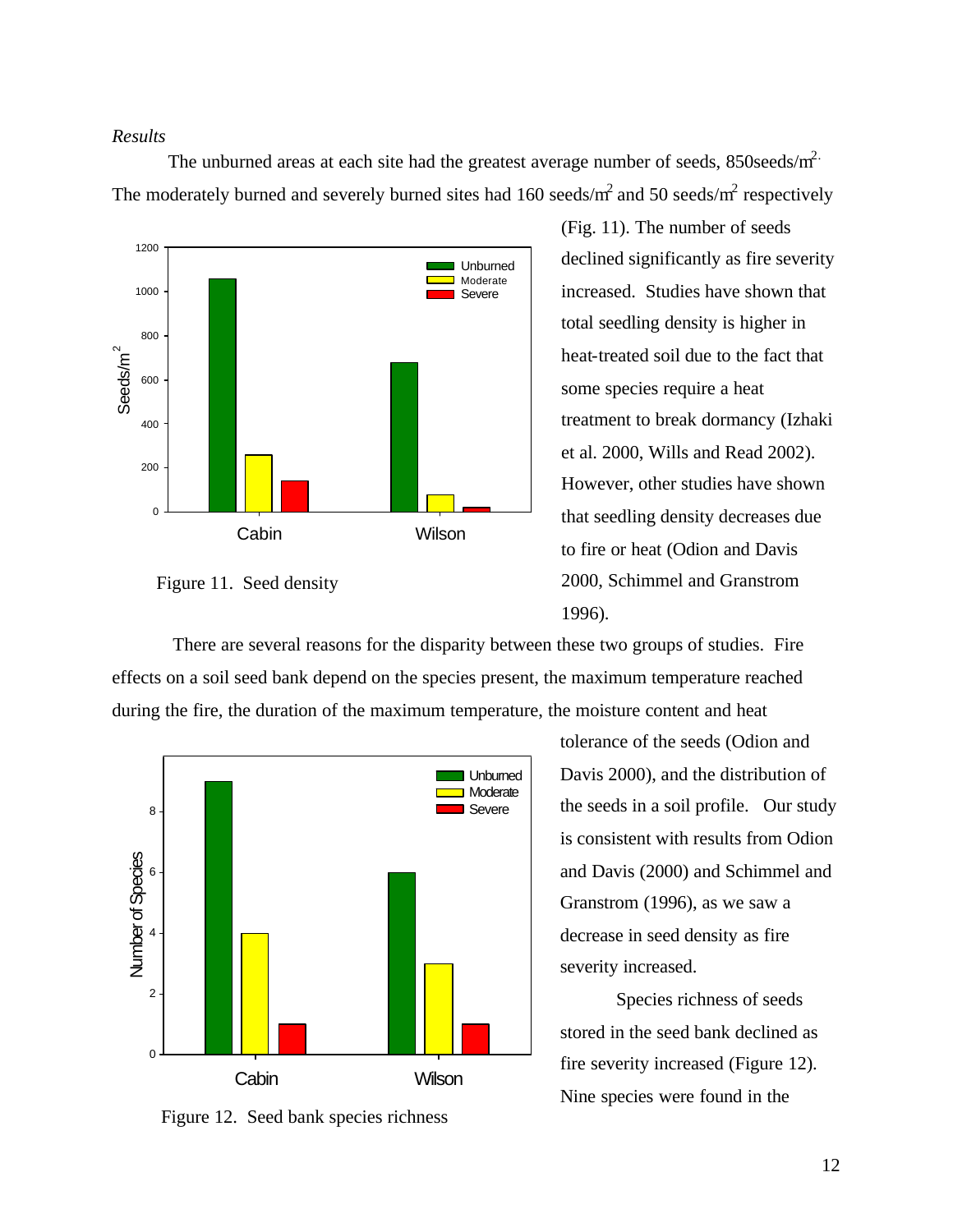*Results*

The unburned areas at each site had the greatest average number of seeds, 850seeds/m$^2$. The moderately burned and severely burned sites had 160 seeds/m$^2$ and 50 seeds/m$^2$ respectively (Fig. 11). The number of seeds declined significantly as fire severity increased. Studies have shown that total seedling density is higher in heat-treated soil due to the fact that some species require a heat treatment to break dormancy (Izhaki et al. 2000, Wills and Read 2002). However, other studies have shown that seedling density decreases due to fire or heat (Odion and Davis 2000, Schimmel and Granstrom 1996).

Figure 11. Seed density

There are several reasons for the disparity between these two groups of studies. Fire effects on a soil seed bank depend on the species present, the maximum temperature reached during the fire, the duration of the maximum temperature, the moisture content and heat tolerance of the seeds (Odion and Davis 2000), and the distribution of the seeds in a soil profile. Our study is consistent with results from Odion and Davis (2000) and Schimmel and Granstrom (1996), as we saw a decrease in seed density as fire severity increased.

Figure 12. Seed bank species richness

Species richness of seeds stored in the seed bank declined as fire severity increased (Figure 12). Nine species were found in the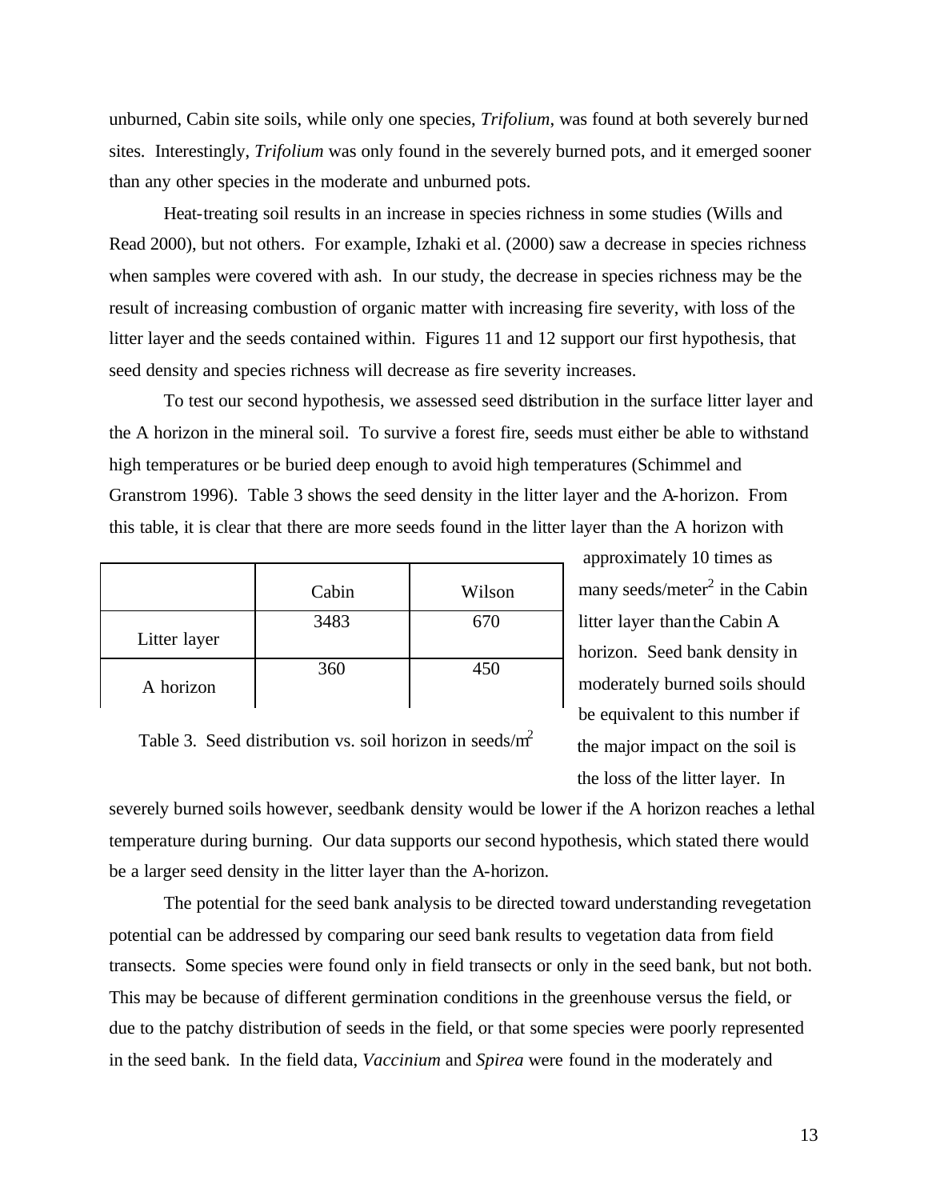unburned, Cabin site soils, while only one species, *Trifolium*, was found at both severely burned sites. Interestingly, *Trifolium* was only found in the severely burned pots, and it emerged sooner than any other species in the moderate and unburned pots.

Heat-treating soil results in an increase in species richness in some studies (Wills and Read 2000), but not others. For example, Izhaki et al. (2000) saw a decrease in species richness when samples were covered with ash. In our study, the decrease in species richness may be the result of increasing combustion of organic matter with increasing fire severity, with loss of the litter layer and the seeds contained within. Figures 11 and 12 support our first hypothesis, that seed density and species richness will decrease as fire severity increases.

To test our second hypothesis, we assessed seed distribution in the surface litter layer and the A horizon in the mineral soil. To survive a forest fire, seeds must either be able to withstand high temperatures or be buried deep enough to avoid high temperatures (Schimmel and Granstrom 1996). Table 3 shows the seed density in the litter layer and the A-horizon. From this table, it is clear that there are more seeds found in the litter layer than the A horizon with approximately 10 times as many seeds/meter$^2$ in the Cabin litter layer than the Cabin A horizon. Seed bank density in moderately burned soils should be equivalent to this number if the major impact on the soil is the loss of the litter layer. In severely burned soils however, seedbank density would be lower if the A horizon reaches a lethal temperature during burning. Our data supports our second hypothesis, which stated there would be a larger seed density in the litter layer than the A-horizon.

| | Cabin | Wilson |
|---|---|---|
| Litter layer | 3483 | 670 |
| A horizon | 360 | 450 |

Table 3. Seed distribution vs. soil horizon in seeds/m$^2$

The potential for the seed bank analysis to be directed toward understanding revegetation potential can be addressed by comparing our seed bank results to vegetation data from field transects. Some species were found only in field transects or only in the seed bank, but not both. This may be because of different germination conditions in the greenhouse versus the field, or due to the patchy distribution of seeds in the field, or that some species were poorly represented in the seed bank. In the field data, *Vaccinium* and *Spirea* were found in the moderately and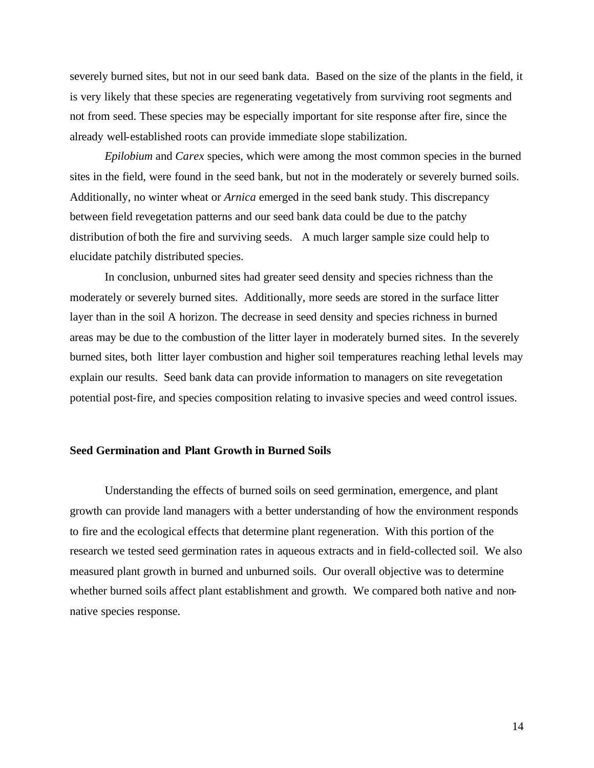severely burned sites, but not in our seed bank data. Based on the size of the plants in the field, it is very likely that these species are regenerating vegetatively from surviving root segments and not from seed. These species may be especially important for site response after fire, since the already well-established roots can provide immediate slope stabilization.

*Epilobium* and *Carex* species, which were among the most common species in the burned sites in the field, were found in the seed bank, but not in the moderately or severely burned soils. Additionally, no winter wheat or *Arnica* emerged in the seed bank study. This discrepancy between field revegetation patterns and our seed bank data could be due to the patchy distribution of both the fire and surviving seeds. A much larger sample size could help to elucidate patchily distributed species.

In conclusion, unburned sites had greater seed density and species richness than the moderately or severely burned sites. Additionally, more seeds are stored in the surface litter layer than in the soil A horizon. The decrease in seed density and species richness in burned areas may be due to the combustion of the litter layer in moderately burned sites. In the severely burned sites, both litter layer combustion and higher soil temperatures reaching lethal levels may explain our results. Seed bank data can provide information to managers on site revegetation potential post-fire, and species composition relating to invasive species and weed control issues.

**Seed Germination and Plant Growth in Burned Soils**

Understanding the effects of burned soils on seed germination, emergence, and plant growth can provide land managers with a better understanding of how the environment responds to fire and the ecological effects that determine plant regeneration. With this portion of the research we tested seed germination rates in aqueous extracts and in field-collected soil. We also measured plant growth in burned and unburned soils. Our overall objective was to determine whether burned soils affect plant establishment and growth. We compared both native and non-native species response.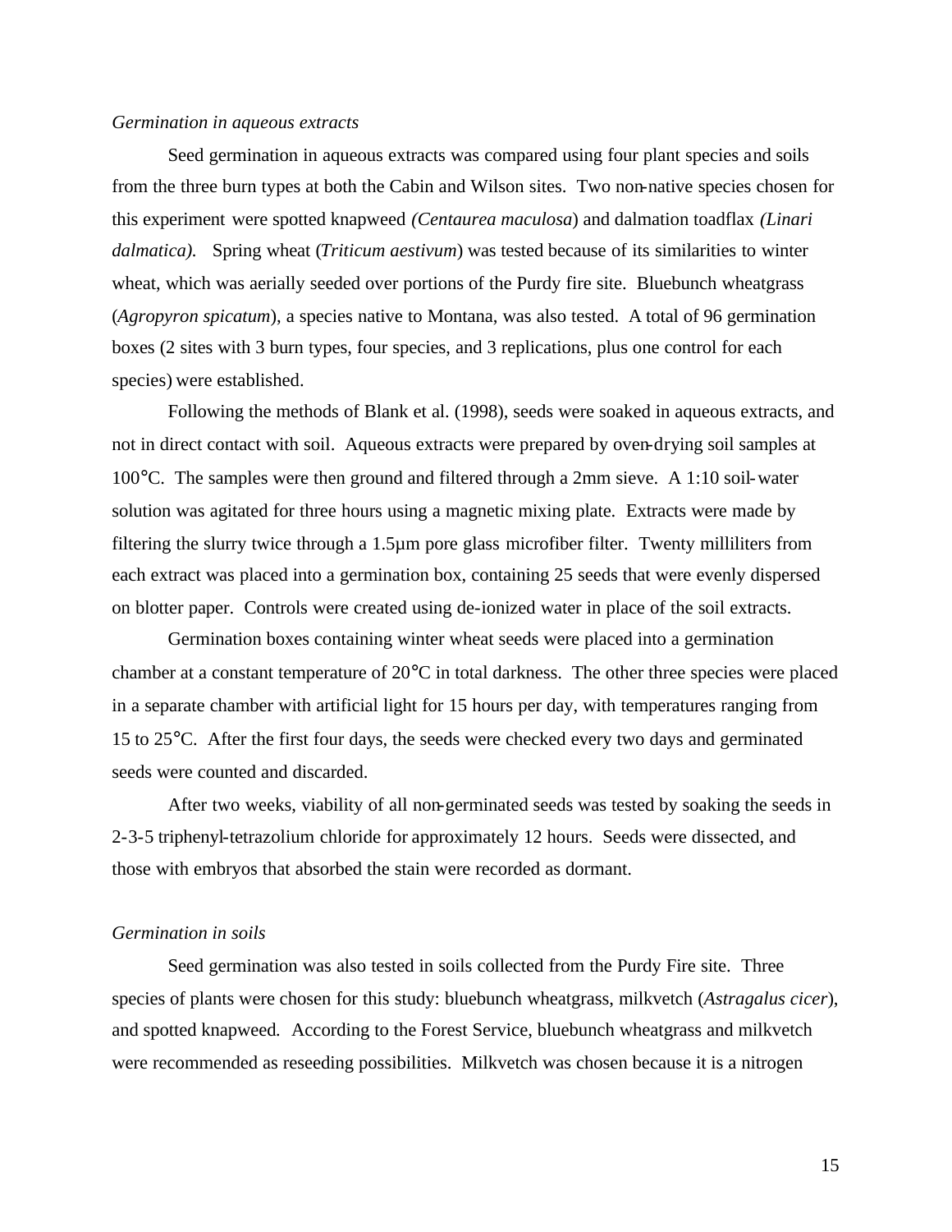*Germination in aqueous extracts*

Seed germination in aqueous extracts was compared using four plant species and soils from the three burn types at both the Cabin and Wilson sites. Two non-native species chosen for this experiment were spotted knapweed *(Centaurea maculosa*) and dalmation toadflax *(Linari dalmatica).* Spring wheat (*Triticum aestivum*) was tested because of its similarities to winter wheat, which was aerially seeded over portions of the Purdy fire site. Bluebunch wheatgrass (*Agropyron spicatum*), a species native to Montana, was also tested. A total of 96 germination boxes (2 sites with 3 burn types, four species, and 3 replications, plus one control for each species) were established.

Following the methods of Blank et al. (1998), seeds were soaked in aqueous extracts, and not in direct contact with soil. Aqueous extracts were prepared by oven-drying soil samples at 100°C. The samples were then ground and filtered through a 2mm sieve. A 1:10 soil-water solution was agitated for three hours using a magnetic mixing plate. Extracts were made by filtering the slurry twice through a 1.5µm pore glass microfiber filter. Twenty milliliters from each extract was placed into a germination box, containing 25 seeds that were evenly dispersed on blotter paper. Controls were created using de-ionized water in place of the soil extracts.

Germination boxes containing winter wheat seeds were placed into a germination chamber at a constant temperature of 20°C in total darkness. The other three species were placed in a separate chamber with artificial light for 15 hours per day, with temperatures ranging from 15 to 25°C. After the first four days, the seeds were checked every two days and germinated seeds were counted and discarded.

After two weeks, viability of all non-germinated seeds was tested by soaking the seeds in 2-3-5 triphenyl-tetrazolium chloride for approximately 12 hours. Seeds were dissected, and those with embryos that absorbed the stain were recorded as dormant.

*Germination in soils*

Seed germination was also tested in soils collected from the Purdy Fire site. Three species of plants were chosen for this study: bluebunch wheatgrass, milkvetch (*Astragalus cicer*), and spotted knapweed. According to the Forest Service, bluebunch wheatgrass and milkvetch were recommended as reseeding possibilities. Milkvetch was chosen because it is a nitrogen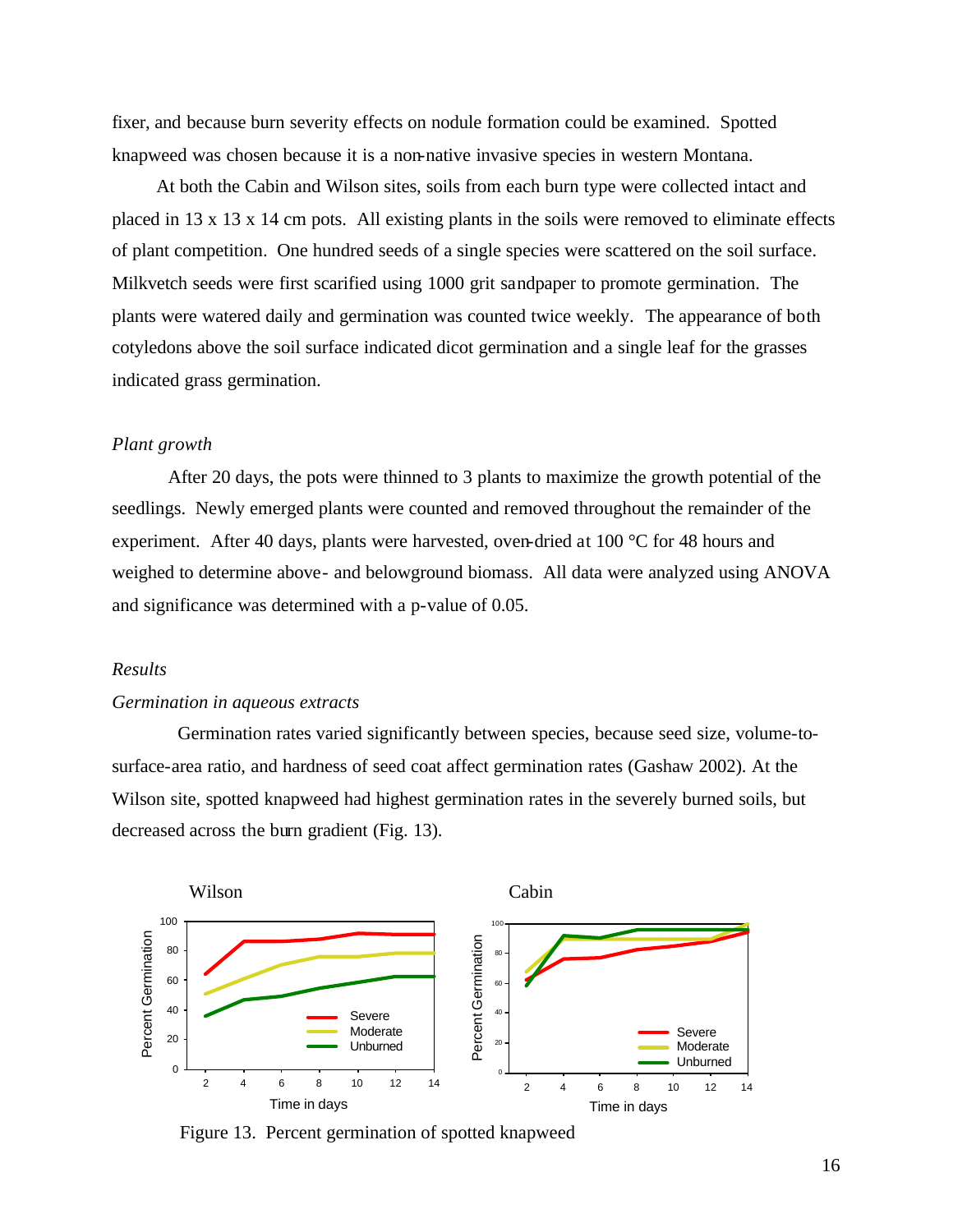fixer, and because burn severity effects on nodule formation could be examined. Spotted knapweed was chosen because it is a non-native invasive species in western Montana.

At both the Cabin and Wilson sites, soils from each burn type were collected intact and placed in 13 x 13 x 14 cm pots. All existing plants in the soils were removed to eliminate effects of plant competition. One hundred seeds of a single species were scattered on the soil surface. Milkvetch seeds were first scarified using 1000 grit sandpaper to promote germination. The plants were watered daily and germination was counted twice weekly. The appearance of both cotyledons above the soil surface indicated dicot germination and a single leaf for the grasses indicated grass germination.

*Plant growth*

After 20 days, the pots were thinned to 3 plants to maximize the growth potential of the seedlings. Newly emerged plants were counted and removed throughout the remainder of the experiment. After 40 days, plants were harvested, oven-dried at 100 °C for 48 hours and weighed to determine above- and belowground biomass. All data were analyzed using ANOVA and significance was determined with a p-value of 0.05.

*Results*

*Germination in aqueous extracts*

Germination rates varied significantly between species, because seed size, volume-to-surface-area ratio, and hardness of seed coat affect germination rates (Gashaw 2002). At the Wilson site, spotted knapweed had highest germination rates in the severely burned soils, but decreased across the burn gradient (Fig. 13).

Figure 13. Percent germination of spotted knapweed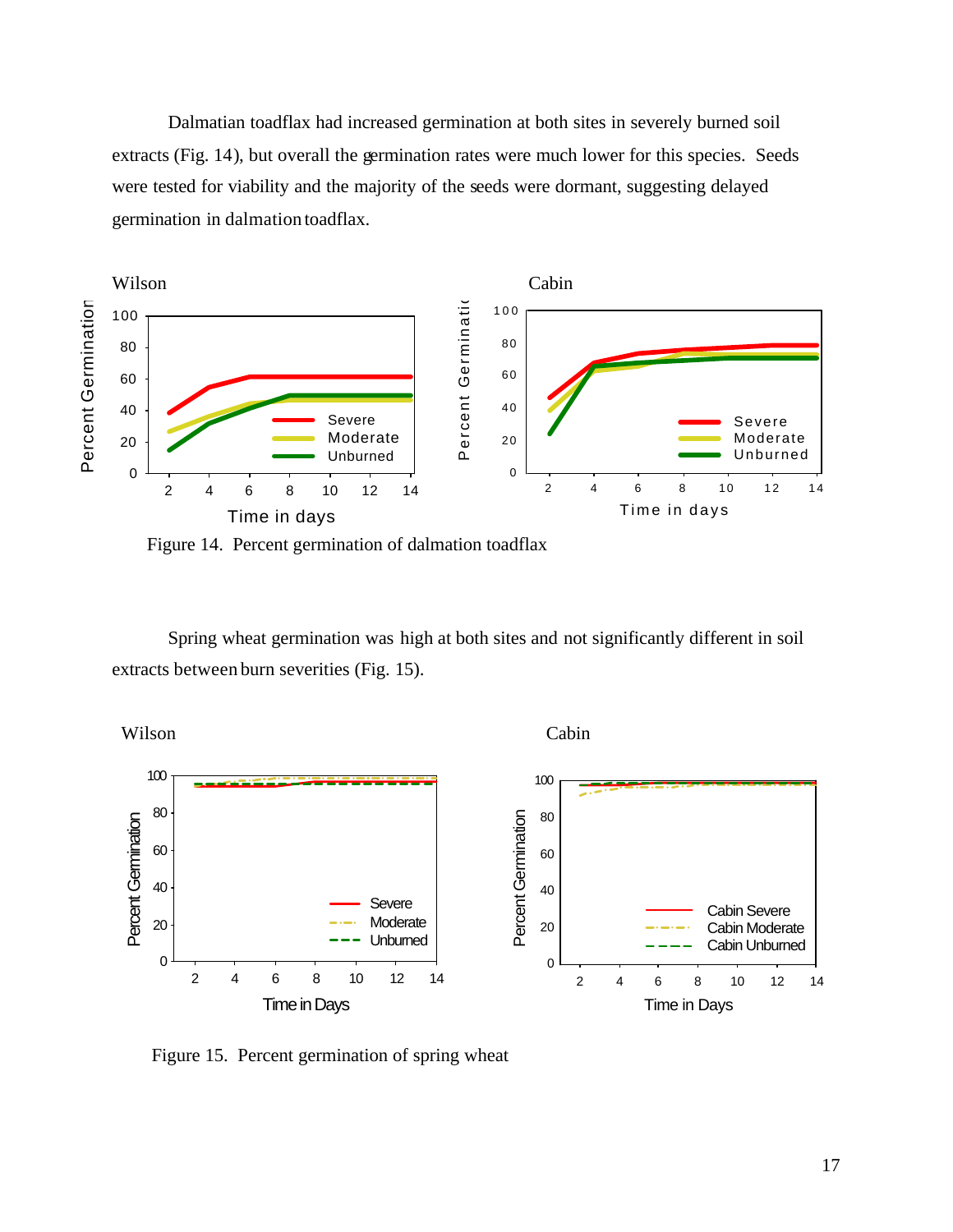Dalmatian toadflax had increased germination at both sites in severely burned soil extracts (Fig. 14), but overall the germination rates were much lower for this species. Seeds were tested for viability and the majority of the seeds were dormant, suggesting delayed germination in dalmation toadflax.

Figure 14. Percent germination of dalmation toadflax

Spring wheat germination was high at both sites and not significantly different in soil extracts between burn severities (Fig. 15).

Figure 15. Percent germination of spring wheat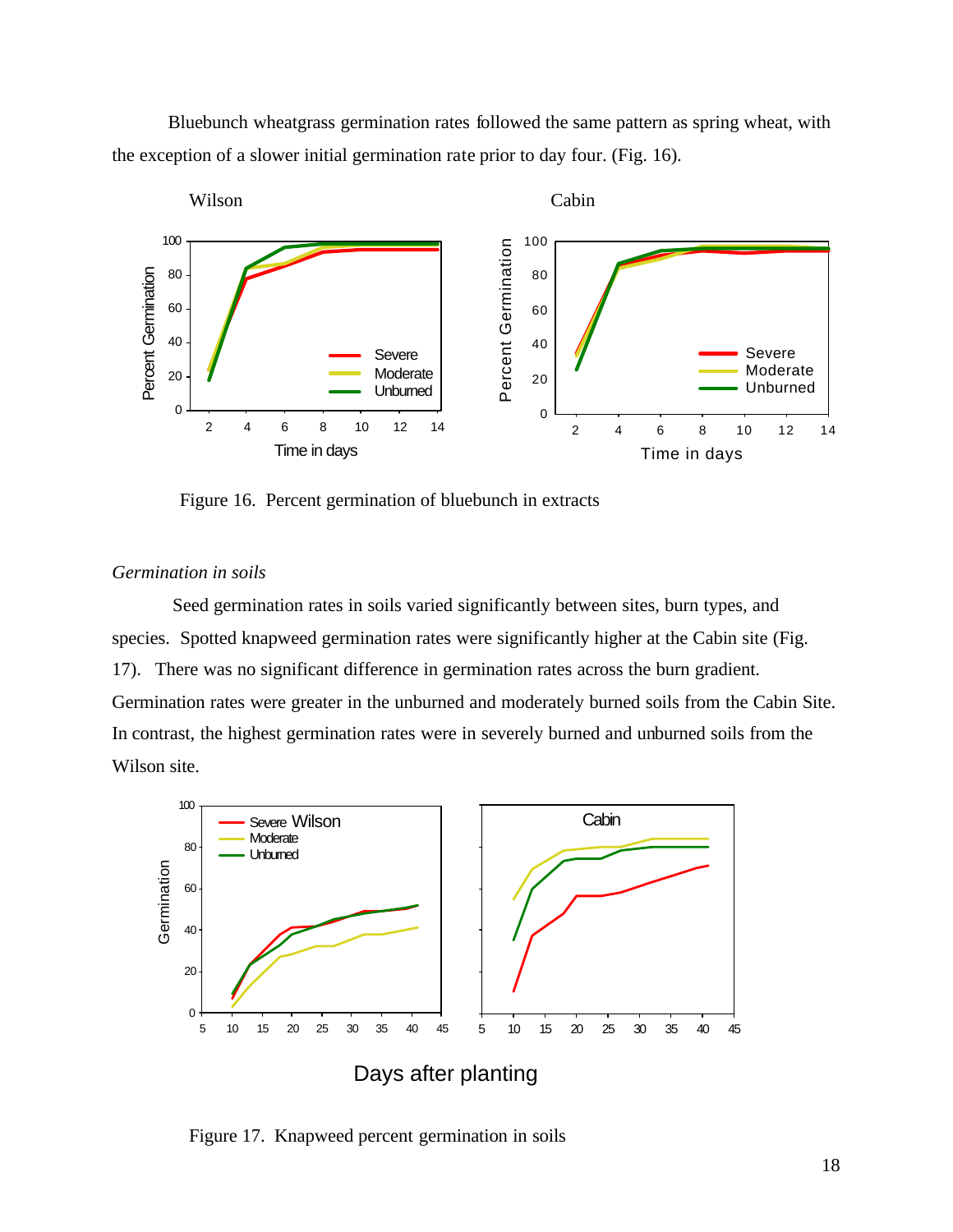Bluebunch wheatgrass germination rates followed the same pattern as spring wheat, with the exception of a slower initial germination rate prior to day four. (Fig. 16).

Figure 16. Percent germination of bluebunch in extracts

*Germination in soils*

Seed germination rates in soils varied significantly between sites, burn types, and species. Spotted knapweed germination rates were significantly higher at the Cabin site (Fig. 17). There was no significant difference in germination rates across the burn gradient. Germination rates were greater in the unburned and moderately burned soils from the Cabin Site. In contrast, the highest germination rates were in severely burned and unburned soils from the Wilson site.

Figure 17. Knapweed percent germination in soils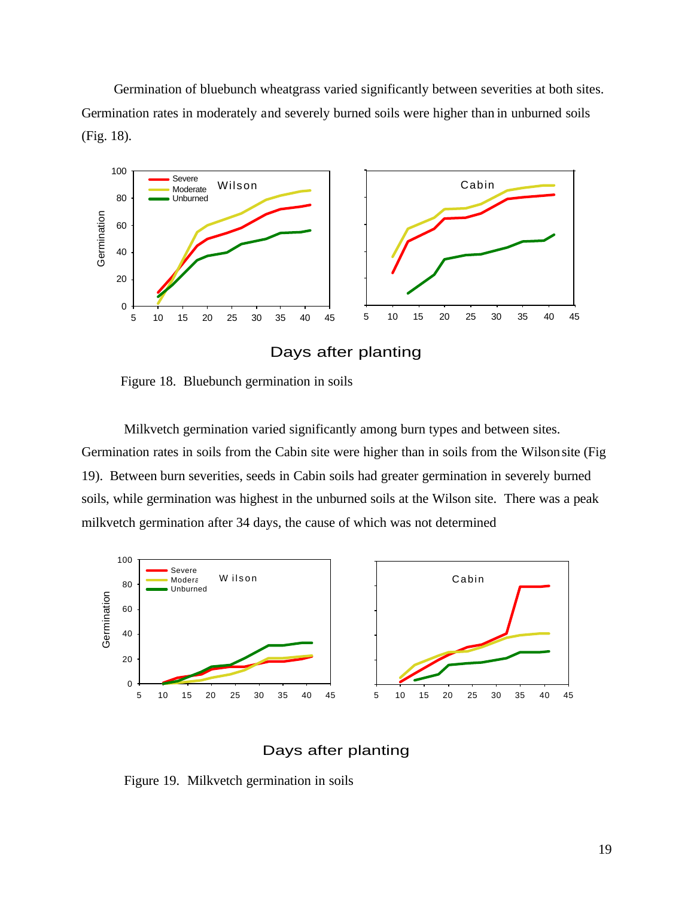Germination of bluebunch wheatgrass varied significantly between severities at both sites. Germination rates in moderately and severely burned soils were higher than in unburned soils (Fig. 18).

Figure 18. Bluebunch germination in soils

Milkvetch germination varied significantly among burn types and between sites. Germination rates in soils from the Cabin site were higher than in soils from the Wilson site (Fig 19). Between burn severities, seeds in Cabin soils had greater germination in severely burned soils, while germination was highest in the unburned soils at the Wilson site. There was a peak milkvetch germination after 34 days, the cause of which was not determined

Figure 19. Milkvetch germination in soils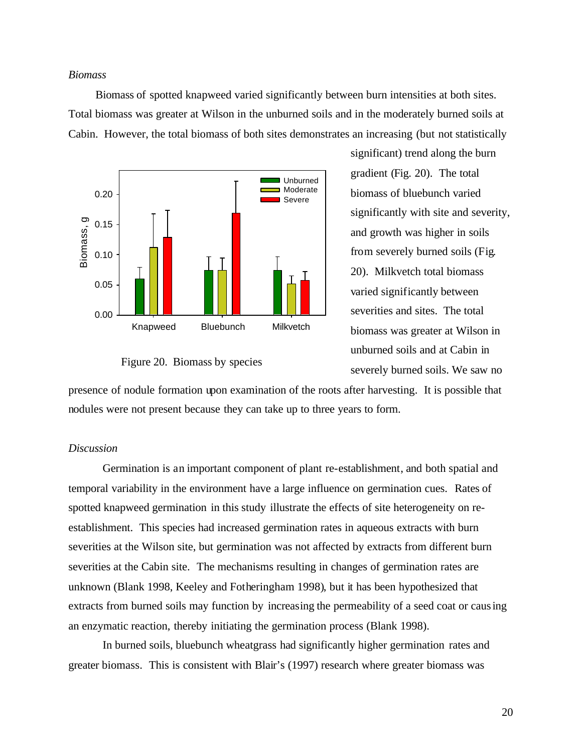*Biomass*

Biomass of spotted knapweed varied significantly between burn intensities at both sites. Total biomass was greater at Wilson in the unburned soils and in the moderately burned soils at Cabin. However, the total biomass of both sites demonstrates an increasing (but not statistically significant) trend along the burn gradient (Fig. 20). The total biomass of bluebunch varied significantly with site and severity, and growth was higher in soils from severely burned soils (Fig. 20). Milkvetch total biomass varied significantly between severities and sites. The total biomass was greater at Wilson in unburned soils and at Cabin in severely burned soils. We saw no presence of nodule formation upon examination of the roots after harvesting. It is possible that nodules were not present because they can take up to three years to form.

Figure 20. Biomass by species

*Discussion*

Germination is an important component of plant re-establishment, and both spatial and temporal variability in the environment have a large influence on germination cues. Rates of spotted knapweed germination in this study illustrate the effects of site heterogeneity on re-establishment. This species had increased germination rates in aqueous extracts with burn severities at the Wilson site, but germination was not affected by extracts from different burn severities at the Cabin site. The mechanisms resulting in changes of germination rates are unknown (Blank 1998, Keeley and Fotheringham 1998), but it has been hypothesized that extracts from burned soils may function by increasing the permeability of a seed coat or causing an enzymatic reaction, thereby initiating the germination process (Blank 1998).

In burned soils, bluebunch wheatgrass had significantly higher germination rates and greater biomass. This is consistent with Blair's (1997) research where greater biomass was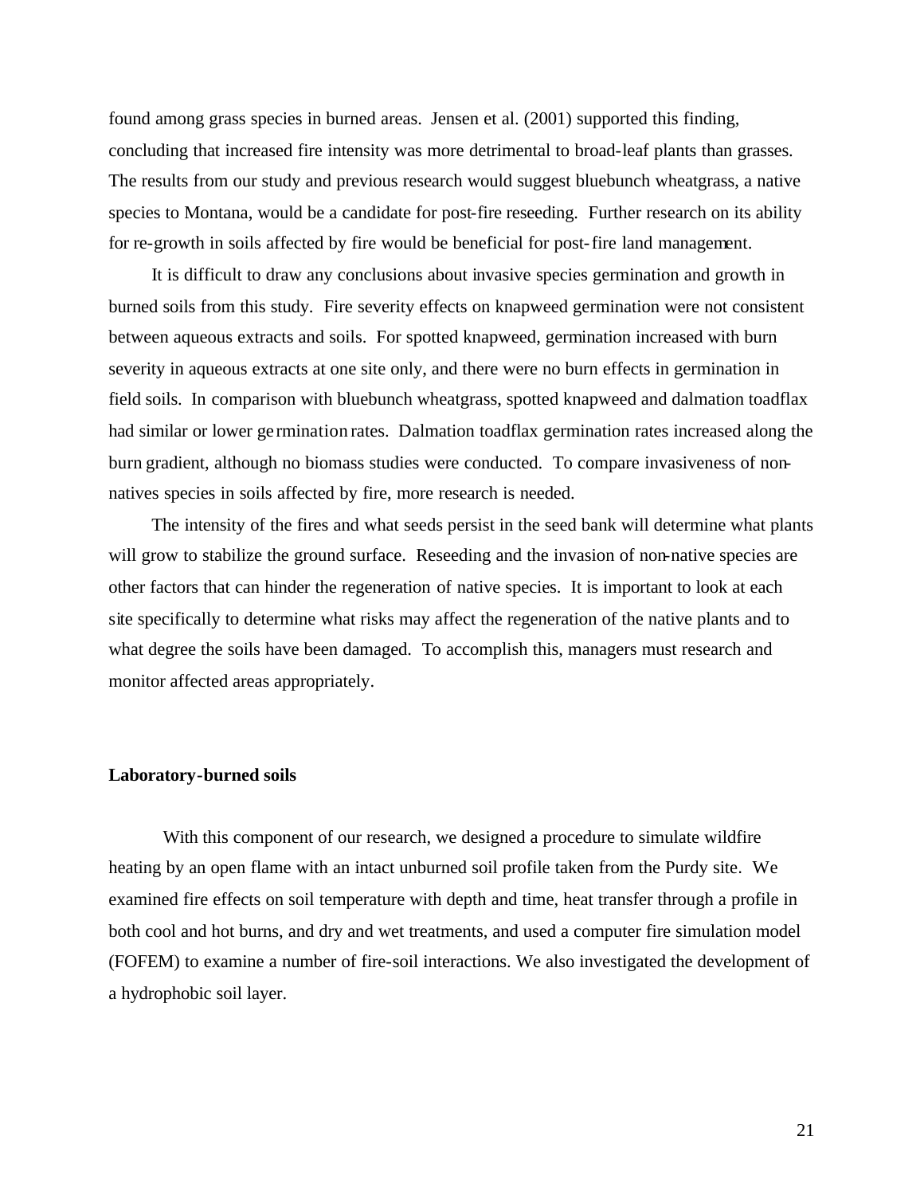found among grass species in burned areas. Jensen et al. (2001) supported this finding, concluding that increased fire intensity was more detrimental to broad-leaf plants than grasses. The results from our study and previous research would suggest bluebunch wheatgrass, a native species to Montana, would be a candidate for post-fire reseeding. Further research on its ability for re-growth in soils affected by fire would be beneficial for post-fire land management.

It is difficult to draw any conclusions about invasive species germination and growth in burned soils from this study. Fire severity effects on knapweed germination were not consistent between aqueous extracts and soils. For spotted knapweed, germination increased with burn severity in aqueous extracts at one site only, and there were no burn effects in germination in field soils. In comparison with bluebunch wheatgrass, spotted knapweed and dalmation toadflax had similar or lower germination rates. Dalmation toadflax germination rates increased along the burn gradient, although no biomass studies were conducted. To compare invasiveness of non-natives species in soils affected by fire, more research is needed.

The intensity of the fires and what seeds persist in the seed bank will determine what plants will grow to stabilize the ground surface. Reseeding and the invasion of non-native species are other factors that can hinder the regeneration of native species. It is important to look at each site specifically to determine what risks may affect the regeneration of the native plants and to what degree the soils have been damaged. To accomplish this, managers must research and monitor affected areas appropriately.

**Laboratory-burned soils**

With this component of our research, we designed a procedure to simulate wildfire heating by an open flame with an intact unburned soil profile taken from the Purdy site. We examined fire effects on soil temperature with depth and time, heat transfer through a profile in both cool and hot burns, and dry and wet treatments, and used a computer fire simulation model (FOFEM) to examine a number of fire-soil interactions. We also investigated the development of a hydrophobic soil layer.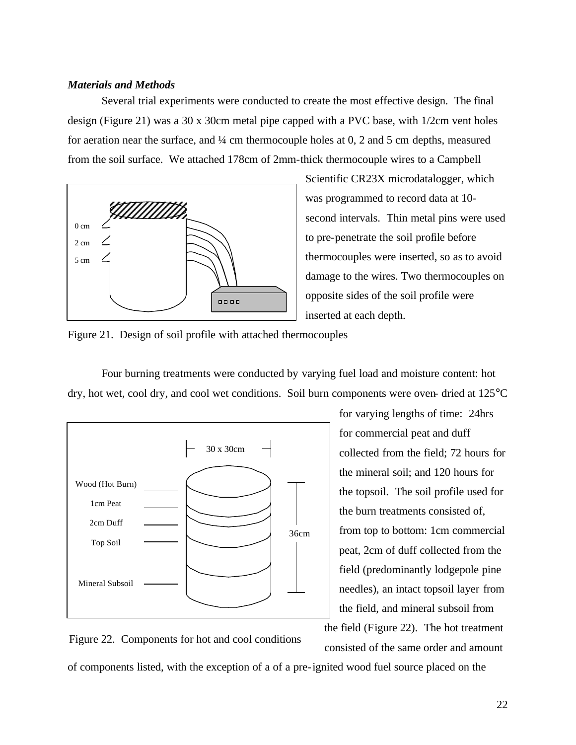***Materials and Methods***

Several trial experiments were conducted to create the most effective design. The final design (Figure 21) was a 30 x 30cm metal pipe capped with a PVC base, with 1/2cm vent holes for aeration near the surface, and ¼ cm thermocouple holes at 0, 2 and 5 cm depths, measured from the soil surface. We attached 178cm of 2mm-thick thermocouple wires to a Campbell Scientific CR23X microdatalogger, which was programmed to record data at 10-second intervals. Thin metal pins were used to pre-penetrate the soil profile before thermocouples were inserted, so as to avoid damage to the wires. Two thermocouples on opposite sides of the soil profile were inserted at each depth.

Figure 21. Design of soil profile with attached thermocouples

Four burning treatments were conducted by varying fuel load and moisture content: hot dry, hot wet, cool dry, and cool wet conditions. Soil burn components were oven-dried at 125°C for varying lengths of time: 24hrs for commercial peat and duff collected from the field; 72 hours for the mineral soil; and 120 hours for the topsoil. The soil profile used for the burn treatments consisted of, from top to bottom: 1cm commercial peat, 2cm of duff collected from the field (predominantly lodgepole pine needles), an intact topsoil layer from the field, and mineral subsoil from the field (Figure 22). The hot treatment consisted of the same order and amount of components listed, with the exception of a of a pre-ignited wood fuel source placed on the

Figure 22. Components for hot and cool conditions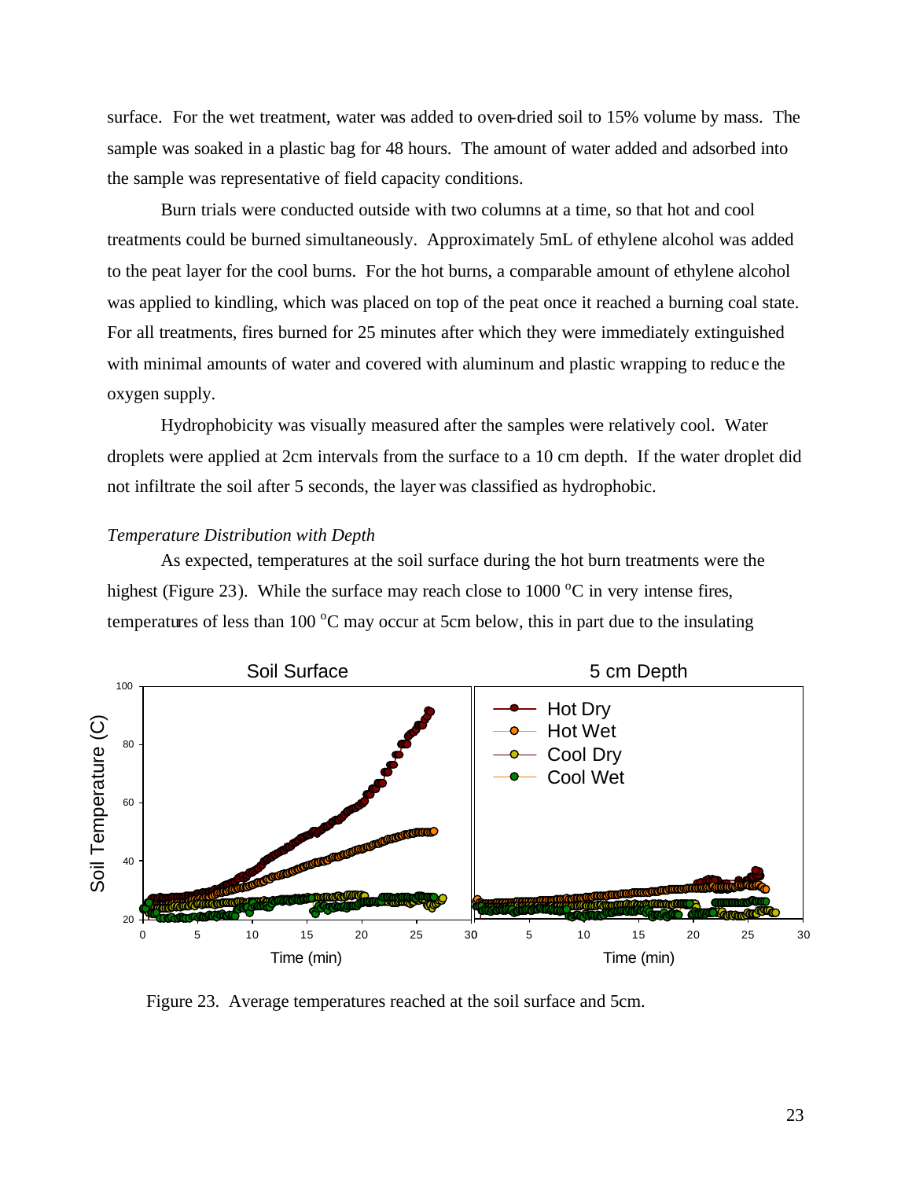surface. For the wet treatment, water was added to oven-dried soil to 15% volume by mass. The sample was soaked in a plastic bag for 48 hours. The amount of water added and adsorbed into the sample was representative of field capacity conditions.

Burn trials were conducted outside with two columns at a time, so that hot and cool treatments could be burned simultaneously. Approximately 5mL of ethylene alcohol was added to the peat layer for the cool burns. For the hot burns, a comparable amount of ethylene alcohol was applied to kindling, which was placed on top of the peat once it reached a burning coal state. For all treatments, fires burned for 25 minutes after which they were immediately extinguished with minimal amounts of water and covered with aluminum and plastic wrapping to reduce the oxygen supply.

Hydrophobicity was visually measured after the samples were relatively cool. Water droplets were applied at 2cm intervals from the surface to a 10 cm depth. If the water droplet did not infiltrate the soil after 5 seconds, the layer was classified as hydrophobic.

*Temperature Distribution with Depth*

As expected, temperatures at the soil surface during the hot burn treatments were the highest (Figure 23). While the surface may reach close to 1000 $^{o}$C in very intense fires, temperatures of less than 100 $^{o}$C may occur at 5cm below, this in part due to the insulating

Figure 23. Average temperatures reached at the soil surface and 5cm.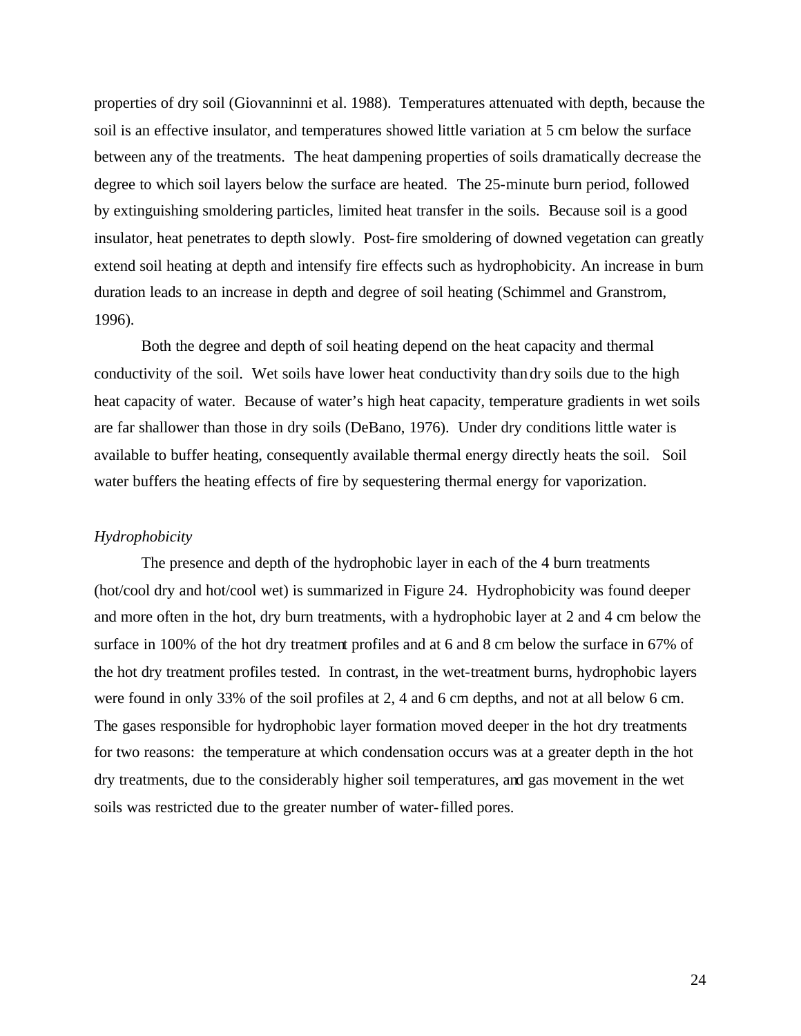properties of dry soil (Giovanninni et al. 1988). Temperatures attenuated with depth, because the soil is an effective insulator, and temperatures showed little variation at 5 cm below the surface between any of the treatments. The heat dampening properties of soils dramatically decrease the degree to which soil layers below the surface are heated. The 25-minute burn period, followed by extinguishing smoldering particles, limited heat transfer in the soils. Because soil is a good insulator, heat penetrates to depth slowly. Post-fire smoldering of downed vegetation can greatly extend soil heating at depth and intensify fire effects such as hydrophobicity. An increase in burn duration leads to an increase in depth and degree of soil heating (Schimmel and Granstrom, 1996).

Both the degree and depth of soil heating depend on the heat capacity and thermal conductivity of the soil. Wet soils have lower heat conductivity than dry soils due to the high heat capacity of water. Because of water's high heat capacity, temperature gradients in wet soils are far shallower than those in dry soils (DeBano, 1976). Under dry conditions little water is available to buffer heating, consequently available thermal energy directly heats the soil. Soil water buffers the heating effects of fire by sequestering thermal energy for vaporization.

*Hydrophobicity*

The presence and depth of the hydrophobic layer in each of the 4 burn treatments (hot/cool dry and hot/cool wet) is summarized in Figure 24. Hydrophobicity was found deeper and more often in the hot, dry burn treatments, with a hydrophobic layer at 2 and 4 cm below the surface in 100% of the hot dry treatment profiles and at 6 and 8 cm below the surface in 67% of the hot dry treatment profiles tested. In contrast, in the wet-treatment burns, hydrophobic layers were found in only 33% of the soil profiles at 2, 4 and 6 cm depths, and not at all below 6 cm. The gases responsible for hydrophobic layer formation moved deeper in the hot dry treatments for two reasons: the temperature at which condensation occurs was at a greater depth in the hot dry treatments, due to the considerably higher soil temperatures, and gas movement in the wet soils was restricted due to the greater number of water-filled pores.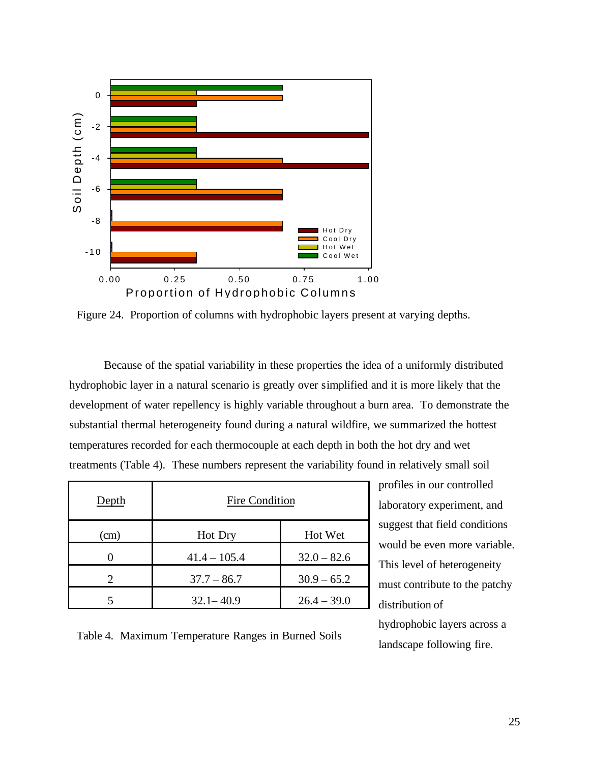Figure 24. Proportion of columns with hydrophobic layers present at varying depths.

Because of the spatial variability in these properties the idea of a uniformly distributed hydrophobic layer in a natural scenario is greatly over simplified and it is more likely that the development of water repellency is highly variable throughout a burn area. To demonstrate the substantial thermal heterogeneity found during a natural wildfire, we summarized the hottest temperatures recorded for each thermocouple at each depth in both the hot dry and wet treatments (Table 4). These numbers represent the variability found in relatively small soil profiles in our controlled laboratory experiment, and suggest that field conditions would be even more variable. This level of heterogeneity must contribute to the patchy distribution of hydrophobic layers across a landscape following fire.

| Depth | Fire Condition | |
|---|---|---|
| (cm) | Hot Dry | Hot Wet |
| 0 | 41.4 – 105.4 | 32.0 – 82.6 |
| 2 | 37.7 – 86.7 | 30.9 – 65.2 |
| 5 | 32.1– 40.9 | 26.4 – 39.0 |

Table 4. Maximum Temperature Ranges in Burned Soils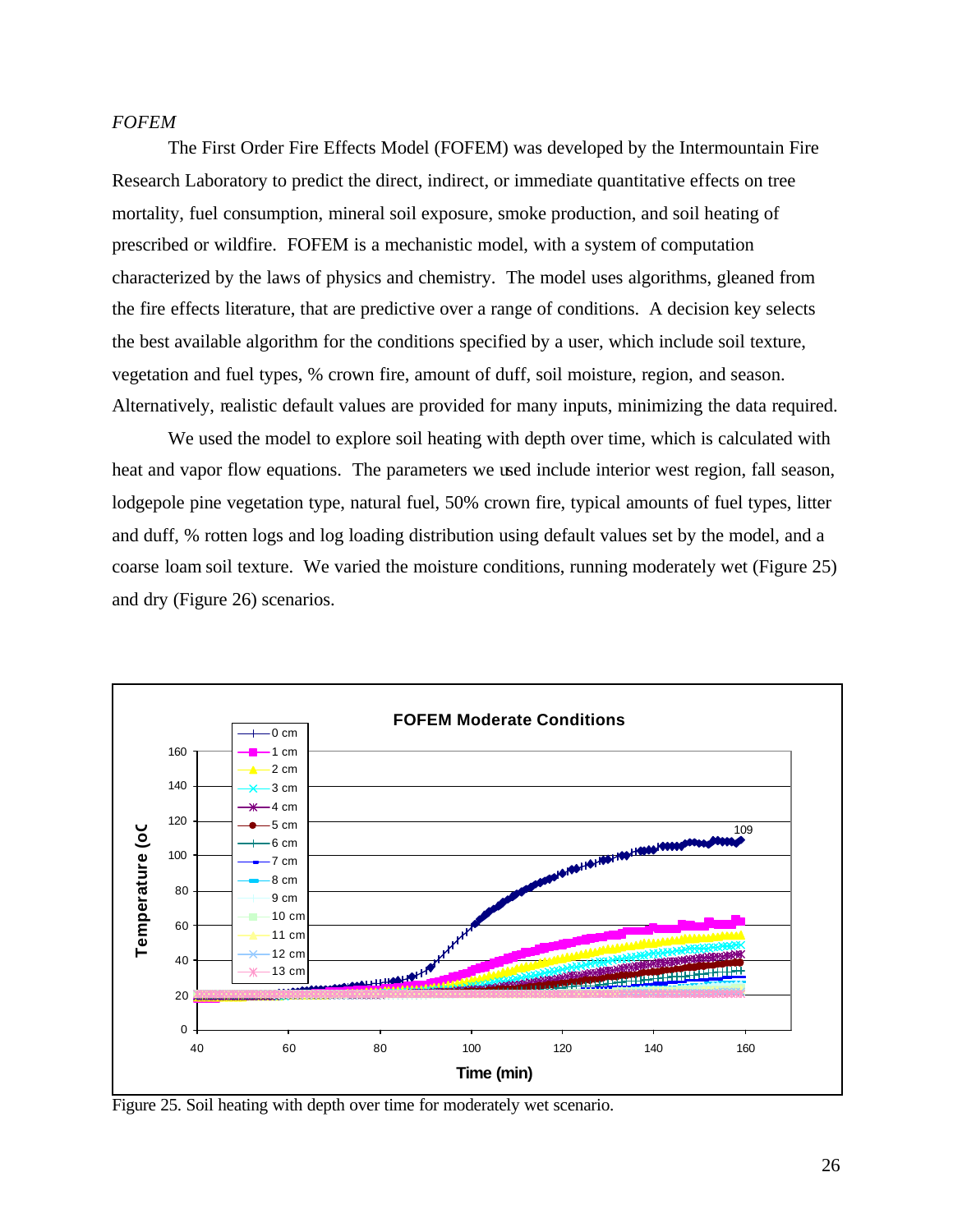*FOFEM*

The First Order Fire Effects Model (FOFEM) was developed by the Intermountain Fire Research Laboratory to predict the direct, indirect, or immediate quantitative effects on tree mortality, fuel consumption, mineral soil exposure, smoke production, and soil heating of prescribed or wildfire. FOFEM is a mechanistic model, with a system of computation characterized by the laws of physics and chemistry. The model uses algorithms, gleaned from the fire effects literature, that are predictive over a range of conditions. A decision key selects the best available algorithm for the conditions specified by a user, which include soil texture, vegetation and fuel types, % crown fire, amount of duff, soil moisture, region, and season. Alternatively, realistic default values are provided for many inputs, minimizing the data required.

We used the model to explore soil heating with depth over time, which is calculated with heat and vapor flow equations. The parameters we used include interior west region, fall season, lodgepole pine vegetation type, natural fuel, 50% crown fire, typical amounts of fuel types, litter and duff, % rotten logs and log loading distribution using default values set by the model, and a coarse loam soil texture. We varied the moisture conditions, running moderately wet (Figure 25) and dry (Figure 26) scenarios.

Figure 25. Soil heating with depth over time for moderately wet scenario.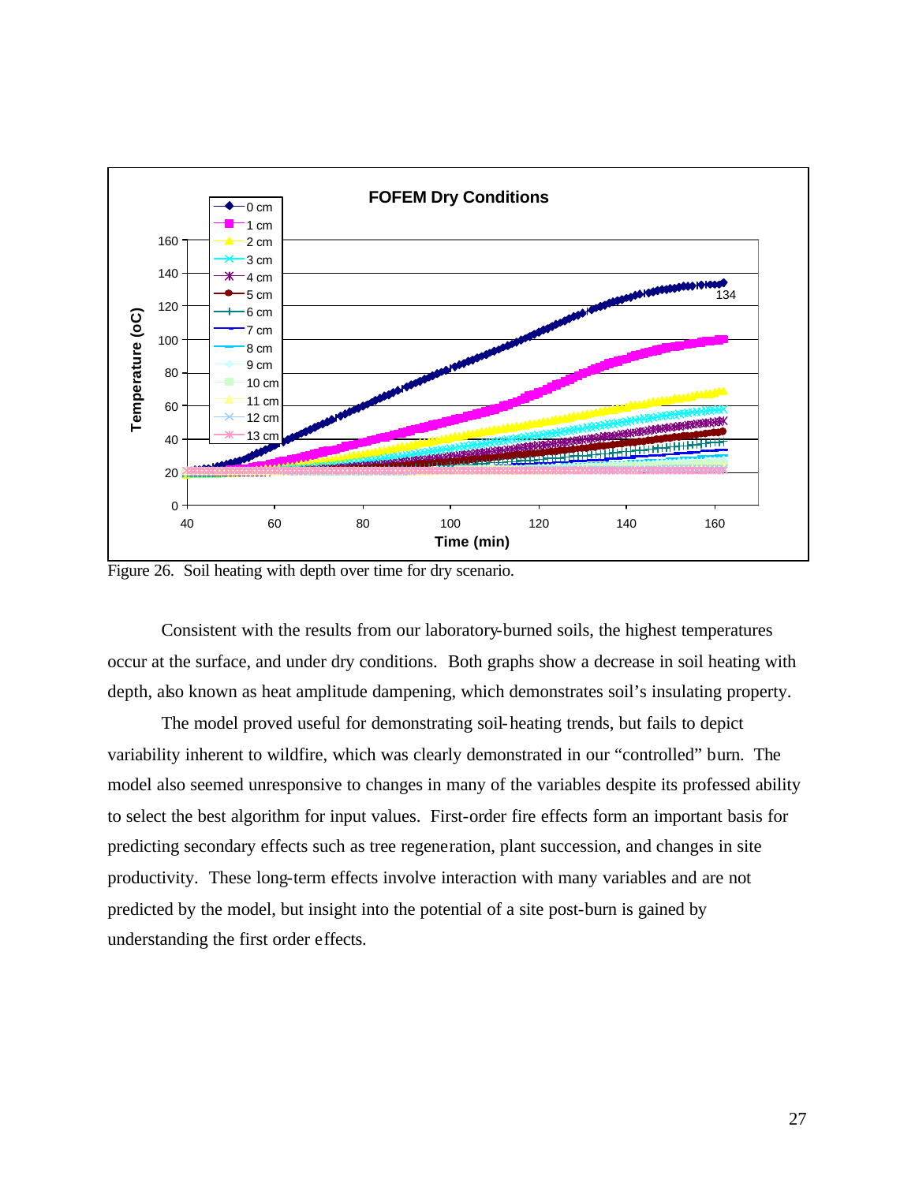Figure 26. Soil heating with depth over time for dry scenario.

Consistent with the results from our laboratory-burned soils, the highest temperatures occur at the surface, and under dry conditions. Both graphs show a decrease in soil heating with depth, also known as heat amplitude dampening, which demonstrates soil's insulating property.

The model proved useful for demonstrating soil-heating trends, but fails to depict variability inherent to wildfire, which was clearly demonstrated in our "controlled" burn. The model also seemed unresponsive to changes in many of the variables despite its professed ability to select the best algorithm for input values. First-order fire effects form an important basis for predicting secondary effects such as tree regeneration, plant succession, and changes in site productivity. These long-term effects involve interaction with many variables and are not predicted by the model, but insight into the potential of a site post-burn is gained by understanding the first order effects.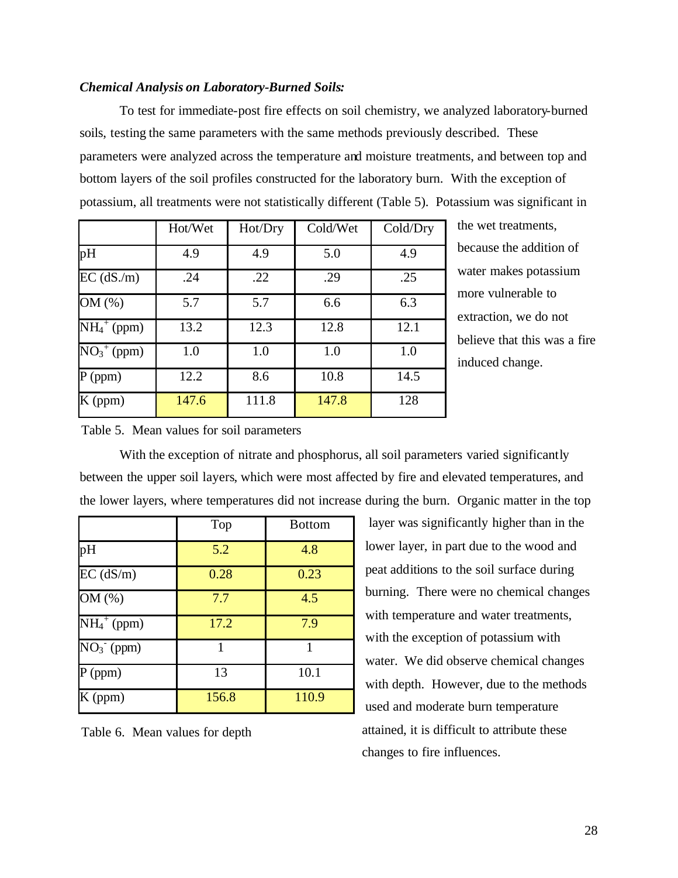***Chemical Analysis on Laboratory-Burned Soils:***

To test for immediate-post fire effects on soil chemistry, we analyzed laboratory-burned soils, testing the same parameters with the same methods previously described. These parameters were analyzed across the temperature and moisture treatments, and between top and bottom layers of the soil profiles constructed for the laboratory burn. With the exception of potassium, all treatments were not statistically different (Table 5). Potassium was significant in the wet treatments, because the addition of water makes potassium more vulnerable to extraction, we do not believe that this was a fire induced change.

| | Hot/Wet | Hot/Dry | Cold/Wet | Cold/Dry |
|---|---|---|---|---|
| pH | 4.9 | 4.9 | 5.0 | 4.9 |
| EC (dS./m) | .24 | .22 | .29 | .25 |
| OM (%) | 5.7 | 5.7 | 6.6 | 6.3 |
| $NH_4^+$ (ppm) | 13.2 | 12.3 | 12.8 | 12.1 |
| $NO_3^+$ (ppm) | 1.0 | 1.0 | 1.0 | 1.0 |
| P (ppm) | 12.2 | 8.6 | 10.8 | 14.5 |
| K (ppm) | 147.6 | 111.8 | 147.8 | 128 |

Table 5. Mean values for soil parameters

With the exception of nitrate and phosphorus, all soil parameters varied significantly between the upper soil layers, which were most affected by fire and elevated temperatures, and the lower layers, where temperatures did not increase during the burn. Organic matter in the top layer was significantly higher than in the lower layer, in part due to the wood and peat additions to the soil surface during burning. There were no chemical changes with temperature and water treatments, with the exception of potassium with water. We did observe chemical changes with depth. However, due to the methods used and moderate burn temperature attained, it is difficult to attribute these changes to fire influences.

| | Top | Bottom |
|---|---|---|
| pH | 5.2 | 4.8 |
| EC (dS/m) | 0.28 | 0.23 |
| OM (%) | 7.7 | 4.5 |
| $NH_4^+$ (ppm) | 17.2 | 7.9 |
| $NO_3^-$ (ppm) | 1 | 1 |
| P (ppm) | 13 | 10.1 |
| K (ppm) | 156.8 | 110.9 |

Table 6. Mean values for depth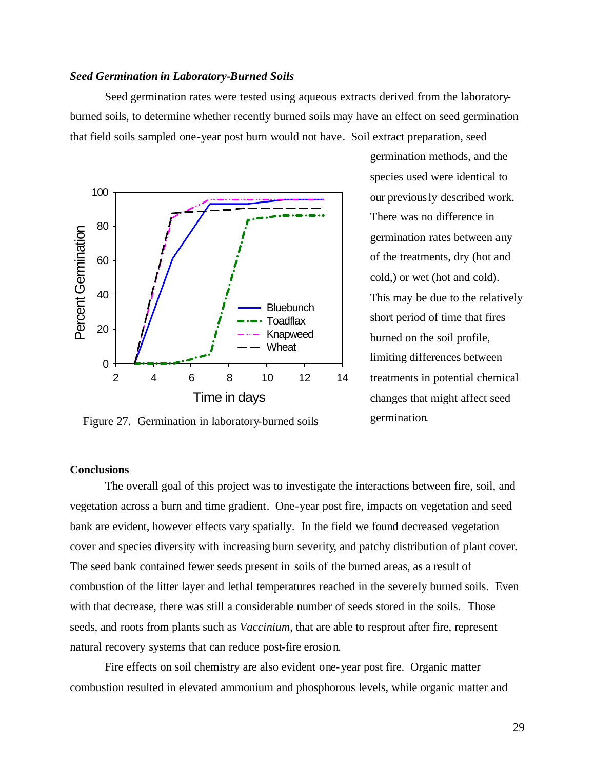### *Seed Germination in Laboratory-Burned Soils*

Seed germination rates were tested using aqueous extracts derived from the laboratory-burned soils, to determine whether recently burned soils may have an effect on seed germination that field soils sampled one-year post burn would not have. Soil extract preparation, seed germination methods, and the species used were identical to our previously described work. There was no difference in germination rates between any of the treatments, dry (hot and cold,) or wet (hot and cold). This may be due to the relatively short period of time that fires burned on the soil profile, limiting differences between treatments in potential chemical changes that might affect seed germination.

Figure 27. Germination in laboratory-burned soils

**Conclusions**

The overall goal of this project was to investigate the interactions between fire, soil, and vegetation across a burn and time gradient. One-year post fire, impacts on vegetation and seed bank are evident, however effects vary spatially. In the field we found decreased vegetation cover and species diversity with increasing burn severity, and patchy distribution of plant cover. The seed bank contained fewer seeds present in soils of the burned areas, as a result of combustion of the litter layer and lethal temperatures reached in the severely burned soils. Even with that decrease, there was still a considerable number of seeds stored in the soils. Those seeds, and roots from plants such as *Vaccinium*, that are able to resprout after fire, represent natural recovery systems that can reduce post-fire erosion.

Fire effects on soil chemistry are also evident one-year post fire. Organic matter combustion resulted in elevated ammonium and phosphorous levels, while organic matter and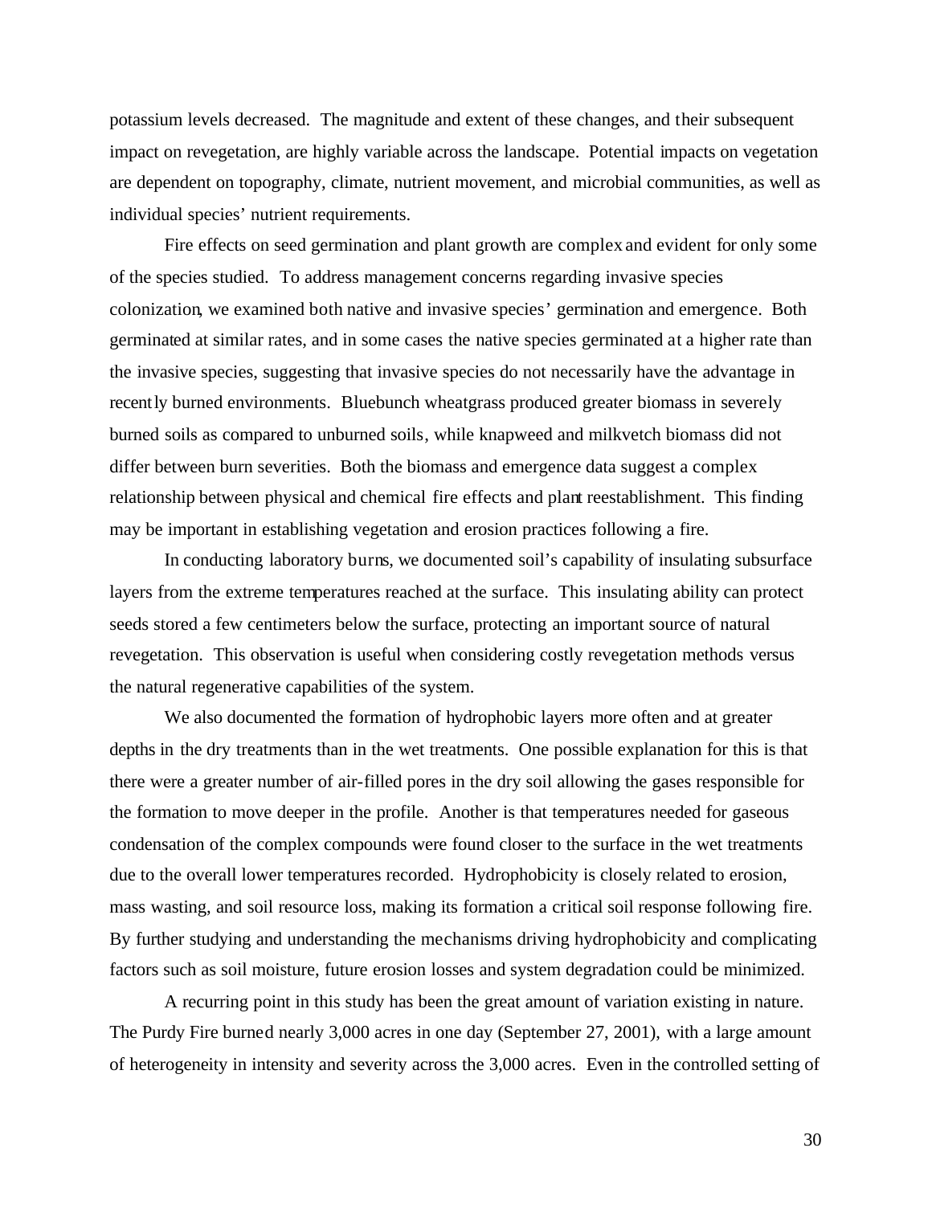potassium levels decreased. The magnitude and extent of these changes, and their subsequent impact on revegetation, are highly variable across the landscape. Potential impacts on vegetation are dependent on topography, climate, nutrient movement, and microbial communities, as well as individual species' nutrient requirements.

Fire effects on seed germination and plant growth are complex and evident for only some of the species studied. To address management concerns regarding invasive species colonization, we examined both native and invasive species' germination and emergence. Both germinated at similar rates, and in some cases the native species germinated at a higher rate than the invasive species, suggesting that invasive species do not necessarily have the advantage in recently burned environments. Bluebunch wheatgrass produced greater biomass in severely burned soils as compared to unburned soils, while knapweed and milkvetch biomass did not differ between burn severities. Both the biomass and emergence data suggest a complex relationship between physical and chemical fire effects and plant reestablishment. This finding may be important in establishing vegetation and erosion practices following a fire.

In conducting laboratory burns, we documented soil's capability of insulating subsurface layers from the extreme temperatures reached at the surface. This insulating ability can protect seeds stored a few centimeters below the surface, protecting an important source of natural revegetation. This observation is useful when considering costly revegetation methods versus the natural regenerative capabilities of the system.

We also documented the formation of hydrophobic layers more often and at greater depths in the dry treatments than in the wet treatments. One possible explanation for this is that there were a greater number of air-filled pores in the dry soil allowing the gases responsible for the formation to move deeper in the profile. Another is that temperatures needed for gaseous condensation of the complex compounds were found closer to the surface in the wet treatments due to the overall lower temperatures recorded. Hydrophobicity is closely related to erosion, mass wasting, and soil resource loss, making its formation a critical soil response following fire. By further studying and understanding the mechanisms driving hydrophobicity and complicating factors such as soil moisture, future erosion losses and system degradation could be minimized.

A recurring point in this study has been the great amount of variation existing in nature. The Purdy Fire burned nearly 3,000 acres in one day (September 27, 2001), with a large amount of heterogeneity in intensity and severity across the 3,000 acres. Even in the controlled setting of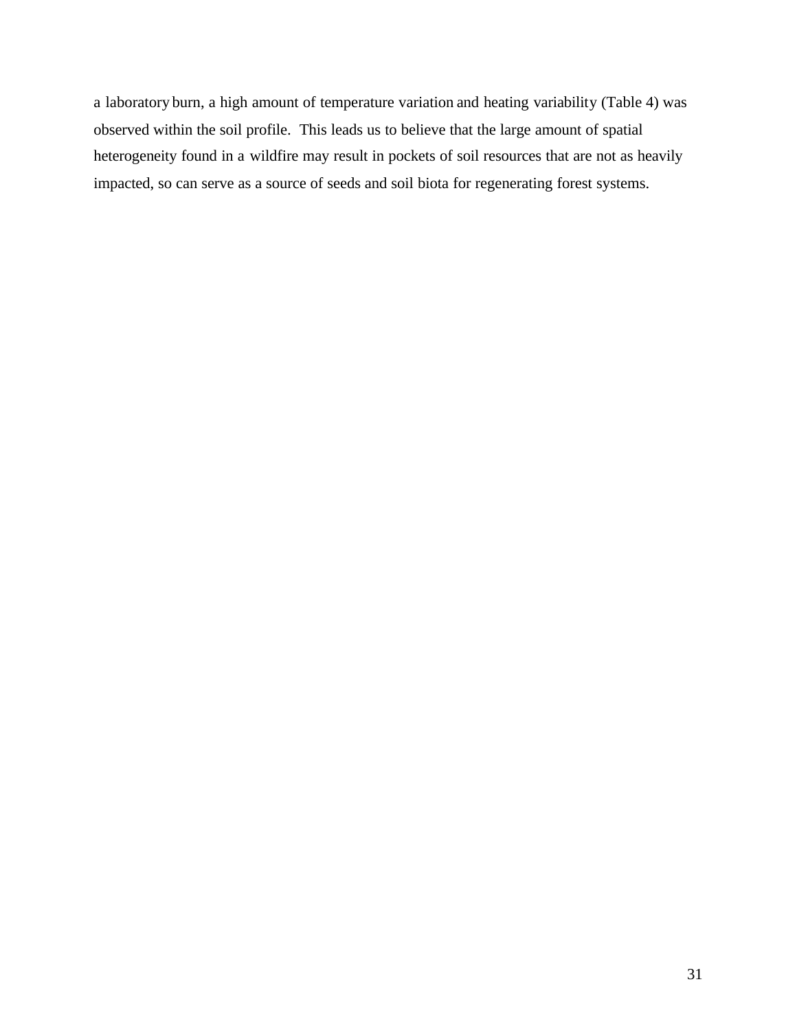a laboratory burn, a high amount of temperature variation and heating variability (Table 4) was observed within the soil profile. This leads us to believe that the large amount of spatial heterogeneity found in a wildfire may result in pockets of soil resources that are not as heavily impacted, so can serve as a source of seeds and soil biota for regenerating forest systems.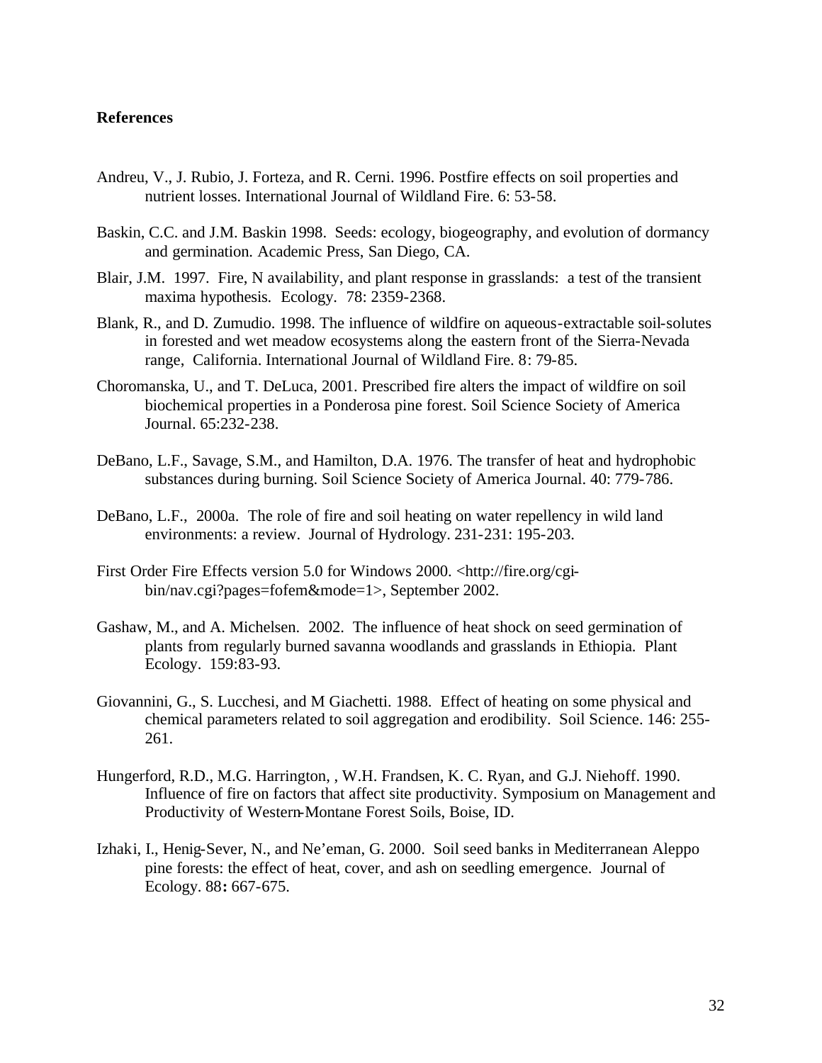**References**

Andreu, V., J. Rubio, J. Forteza, and R. Cerni. 1996. Postfire effects on soil properties and nutrient losses. International Journal of Wildland Fire. 6: 53-58.

Baskin, C.C. and J.M. Baskin 1998. Seeds: ecology, biogeography, and evolution of dormancy and germination. Academic Press, San Diego, CA.

Blair, J.M. 1997. Fire, N availability, and plant response in grasslands: a test of the transient maxima hypothesis. Ecology. 78: 2359-2368.

Blank, R., and D. Zumudio. 1998. The influence of wildfire on aqueous-extractable soil-solutes in forested and wet meadow ecosystems along the eastern front of the Sierra-Nevada range, California. International Journal of Wildland Fire. 8: 79-85.

Choromanska, U., and T. DeLuca, 2001. Prescribed fire alters the impact of wildfire on soil biochemical properties in a Ponderosa pine forest. Soil Science Society of America Journal. 65:232-238.

DeBano, L.F., Savage, S.M., and Hamilton, D.A. 1976. The transfer of heat and hydrophobic substances during burning. Soil Science Society of America Journal. 40: 779-786.

DeBano, L.F., 2000a. The role of fire and soil heating on water repellency in wild land environments: a review. Journal of Hydrology. 231-231: 195-203.

First Order Fire Effects version 5.0 for Windows 2000. <http://fire.org/cgi-bin/nav.cgi?pages=fofem&mode=1>, September 2002.

Gashaw, M., and A. Michelsen. 2002. The influence of heat shock on seed germination of plants from regularly burned savanna woodlands and grasslands in Ethiopia. Plant Ecology. 159:83-93.

Giovannini, G., S. Lucchesi, and M Giachetti. 1988. Effect of heating on some physical and chemical parameters related to soil aggregation and erodibility. Soil Science. 146: 255-261.

Hungerford, R.D., M.G. Harrington, , W.H. Frandsen, K. C. Ryan, and G.J. Niehoff. 1990. Influence of fire on factors that affect site productivity. Symposium on Management and Productivity of Western-Montane Forest Soils, Boise, ID.

Izhaki, I., Henig-Sever, N., and Ne'eman, G. 2000. Soil seed banks in Mediterranean Aleppo pine forests: the effect of heat, cover, and ash on seedling emergence. Journal of Ecology. 88: 667-675.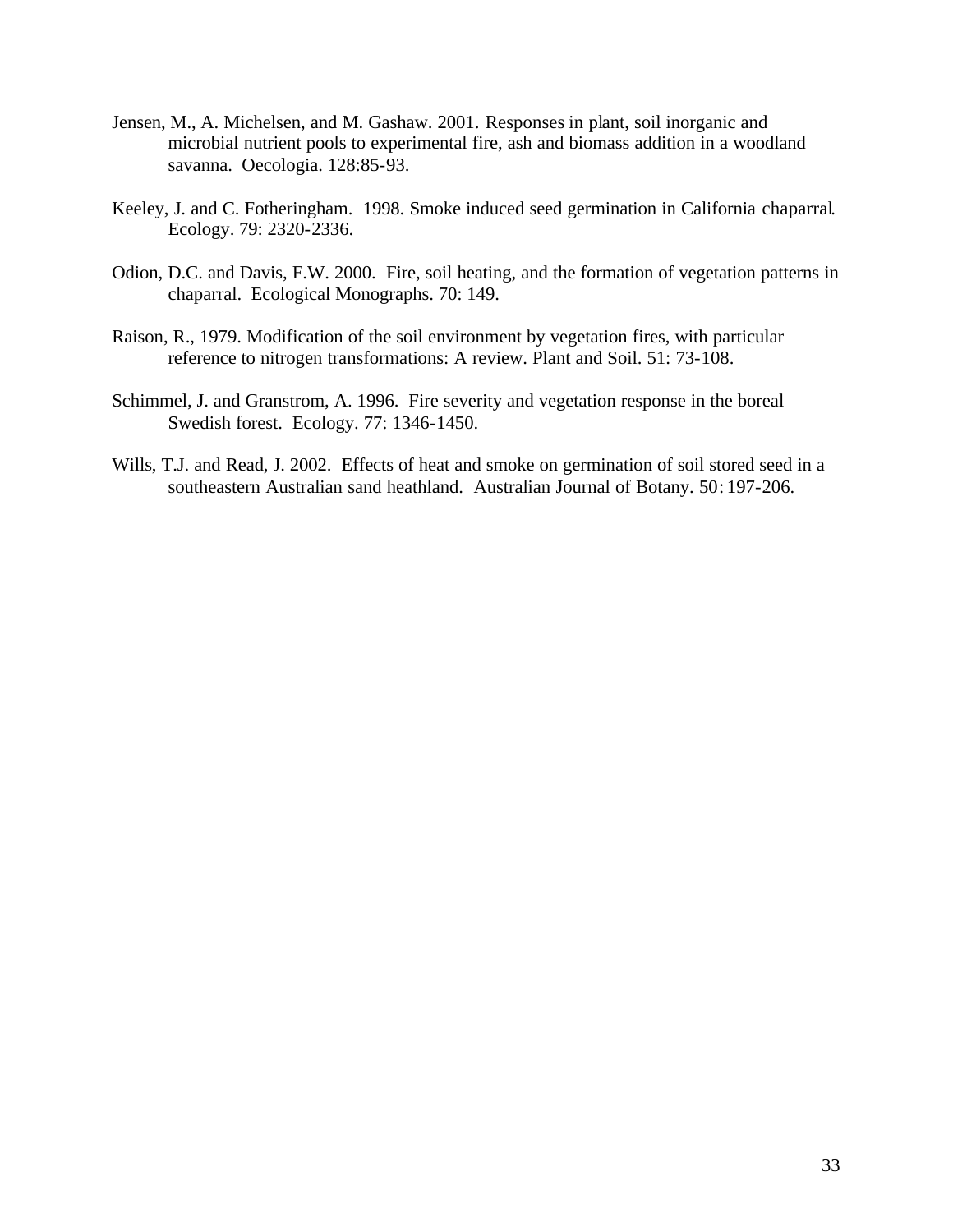Jensen, M., A. Michelsen, and M. Gashaw. 2001. Responses in plant, soil inorganic and microbial nutrient pools to experimental fire, ash and biomass addition in a woodland savanna. Oecologia. 128:85-93.

Keeley, J. and C. Fotheringham. 1998. Smoke induced seed germination in California chaparral. Ecology. 79: 2320-2336.

Odion, D.C. and Davis, F.W. 2000. Fire, soil heating, and the formation of vegetation patterns in chaparral. Ecological Monographs. 70: 149.

Raison, R., 1979. Modification of the soil environment by vegetation fires, with particular reference to nitrogen transformations: A review. Plant and Soil. 51: 73-108.

Schimmel, J. and Granstrom, A. 1996. Fire severity and vegetation response in the boreal Swedish forest. Ecology. 77: 1346-1450.

Wills, T.J. and Read, J. 2002. Effects of heat and smoke on germination of soil stored seed in a southeastern Australian sand heathland. Australian Journal of Botany. 50: 197-206.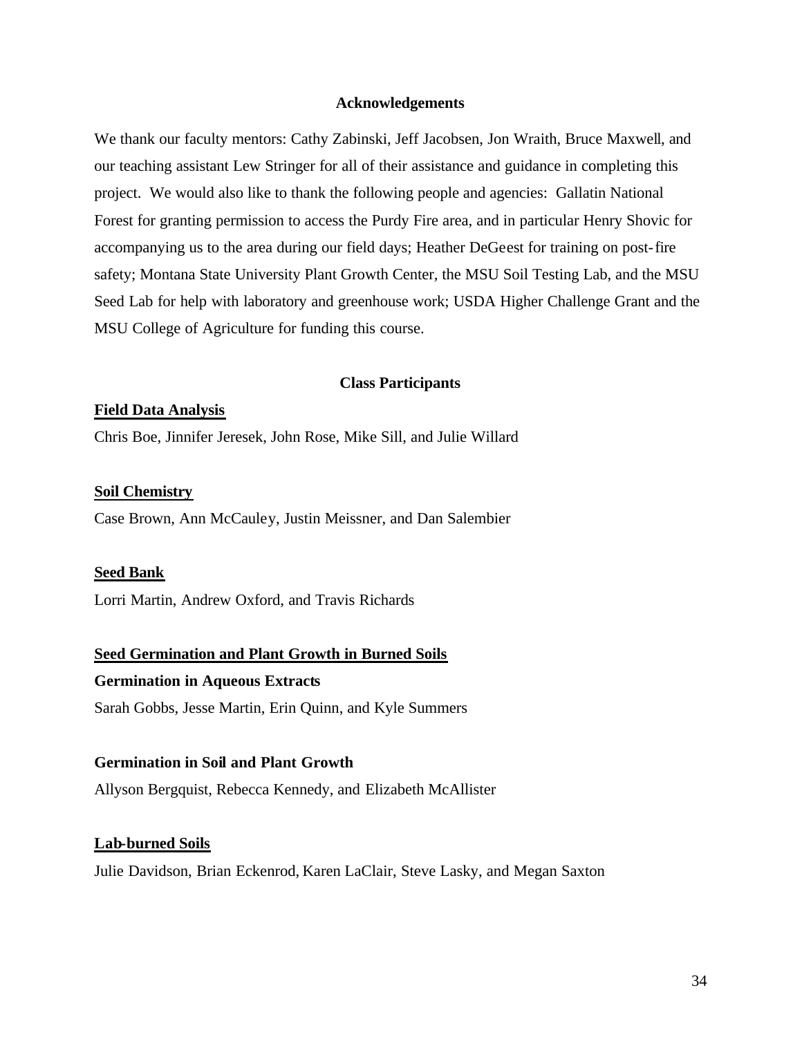## Acknowledgements

We thank our faculty mentors: Cathy Zabinski, Jeff Jacobsen, Jon Wraith, Bruce Maxwell, and our teaching assistant Lew Stringer for all of their assistance and guidance in completing this project. We would also like to thank the following people and agencies: Gallatin National Forest for granting permission to access the Purdy Fire area, and in particular Henry Shovic for accompanying us to the area during our field days; Heather DeGeest for training on post-fire safety; Montana State University Plant Growth Center, the MSU Soil Testing Lab, and the MSU Seed Lab for help with laboratory and greenhouse work; USDA Higher Challenge Grant and the MSU College of Agriculture for funding this course.

## Class Participants

### Field Data Analysis

Chris Boe, Jinnifer Jeresek, John Rose, Mike Sill, and Julie Willard

### Soil Chemistry

Case Brown, Ann McCauley, Justin Meissner, and Dan Salembier

### Seed Bank

Lorri Martin, Andrew Oxford, and Travis Richards

### Seed Germination and Plant Growth in Burned Soils

#### Germination in Aqueous Extracts

Sarah Gobbs, Jesse Martin, Erin Quinn, and Kyle Summers

#### Germination in Soil and Plant Growth

Allyson Bergquist, Rebecca Kennedy, and Elizabeth McAllister

### Lab-burned Soils

Julie Davidson, Brian Eckenrod, Karen LaClair, Steve Lasky, and Megan Saxton